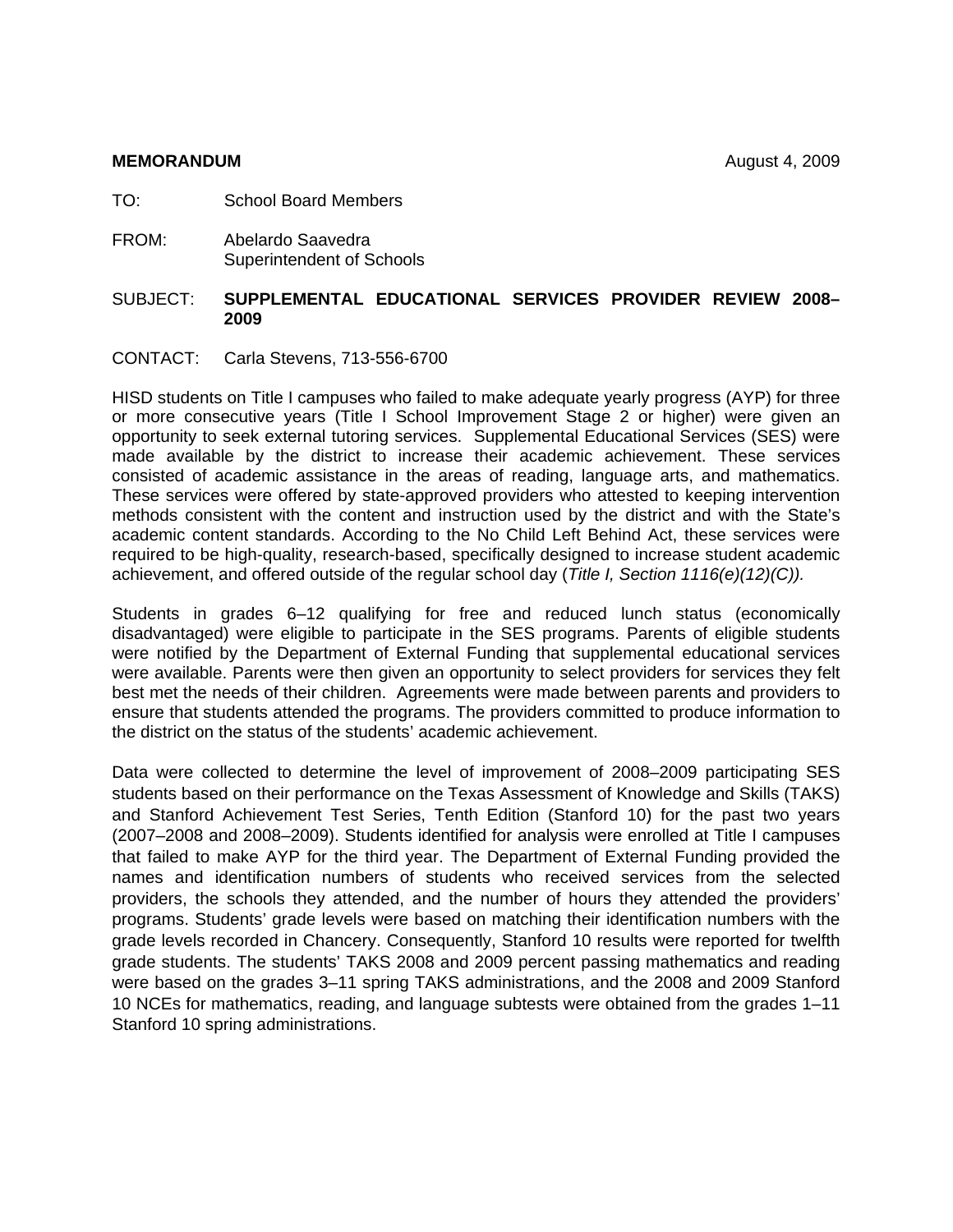**MEMORANDUM** August 4, 2009

TO: School Board Members

FROM: Abelardo Saavedra
Superintendent of Schools

SUBJECT: **SUPPLEMENTAL EDUCATIONAL SERVICES PROVIDER REVIEW 2008–2009**

CONTACT: Carla Stevens, 713-556-6700

HISD students on Title I campuses who failed to make adequate yearly progress (AYP) for three or more consecutive years (Title I School Improvement Stage 2 or higher) were given an opportunity to seek external tutoring services. Supplemental Educational Services (SES) were made available by the district to increase their academic achievement. These services consisted of academic assistance in the areas of reading, language arts, and mathematics. These services were offered by state-approved providers who attested to keeping intervention methods consistent with the content and instruction used by the district and with the State's academic content standards. According to the No Child Left Behind Act, these services were required to be high-quality, research-based, specifically designed to increase student academic achievement, and offered outside of the regular school day (*Title I, Section 1116(e)(12)(C)).*

Students in grades 6–12 qualifying for free and reduced lunch status (economically disadvantaged) were eligible to participate in the SES programs. Parents of eligible students were notified by the Department of External Funding that supplemental educational services were available. Parents were then given an opportunity to select providers for services they felt best met the needs of their children. Agreements were made between parents and providers to ensure that students attended the programs. The providers committed to produce information to the district on the status of the students' academic achievement.

Data were collected to determine the level of improvement of 2008–2009 participating SES students based on their performance on the Texas Assessment of Knowledge and Skills (TAKS) and Stanford Achievement Test Series, Tenth Edition (Stanford 10) for the past two years (2007–2008 and 2008–2009). Students identified for analysis were enrolled at Title I campuses that failed to make AYP for the third year. The Department of External Funding provided the names and identification numbers of students who received services from the selected providers, the schools they attended, and the number of hours they attended the providers' programs. Students' grade levels were based on matching their identification numbers with the grade levels recorded in Chancery. Consequently, Stanford 10 results were reported for twelfth grade students. The students' TAKS 2008 and 2009 percent passing mathematics and reading were based on the grades 3–11 spring TAKS administrations, and the 2008 and 2009 Stanford 10 NCEs for mathematics, reading, and language subtests were obtained from the grades 1–11 Stanford 10 spring administrations.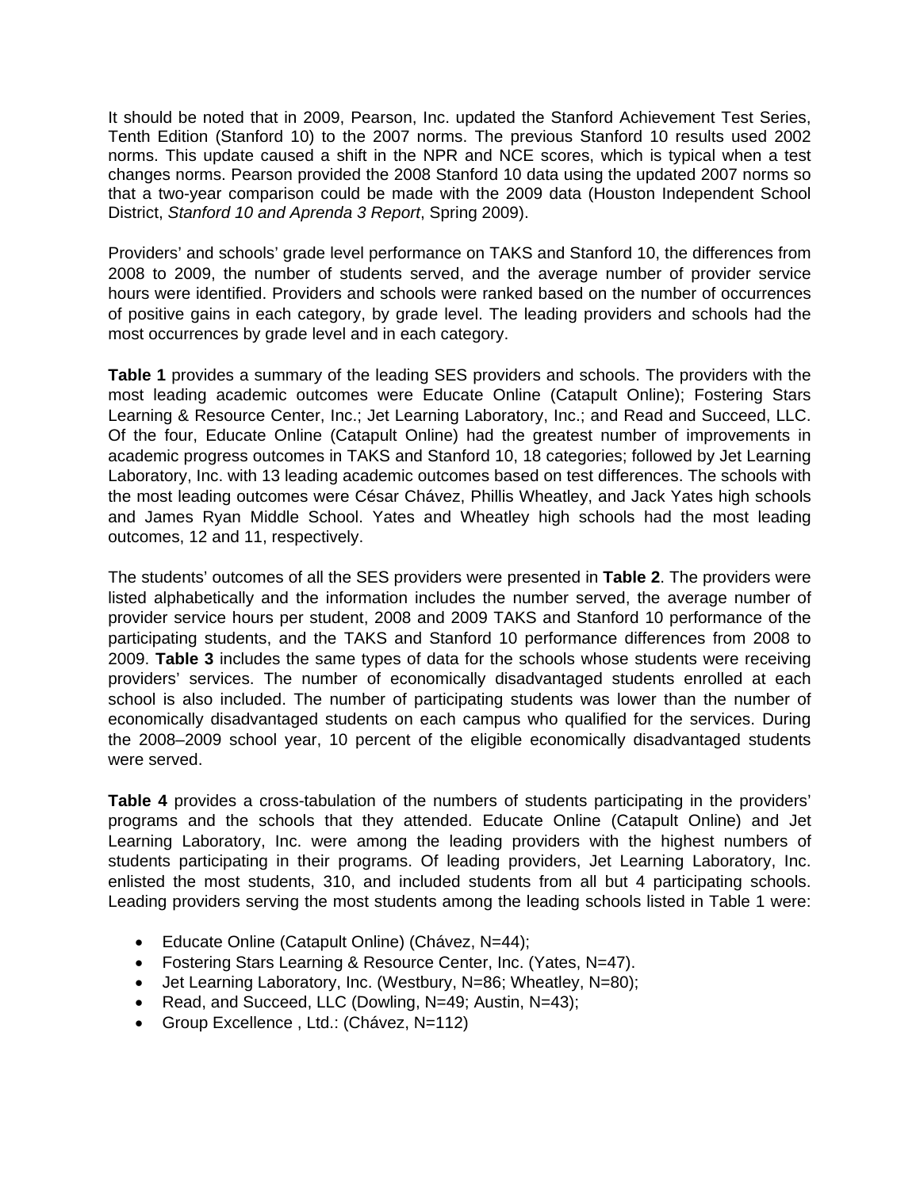It should be noted that in 2009, Pearson, Inc. updated the Stanford Achievement Test Series, Tenth Edition (Stanford 10) to the 2007 norms. The previous Stanford 10 results used 2002 norms. This update caused a shift in the NPR and NCE scores, which is typical when a test changes norms. Pearson provided the 2008 Stanford 10 data using the updated 2007 norms so that a two-year comparison could be made with the 2009 data (Houston Independent School District, *Stanford 10 and Aprenda 3 Report*, Spring 2009).

Providers' and schools' grade level performance on TAKS and Stanford 10, the differences from 2008 to 2009, the number of students served, and the average number of provider service hours were identified. Providers and schools were ranked based on the number of occurrences of positive gains in each category, by grade level. The leading providers and schools had the most occurrences by grade level and in each category.

**Table 1** provides a summary of the leading SES providers and schools. The providers with the most leading academic outcomes were Educate Online (Catapult Online); Fostering Stars Learning & Resource Center, Inc.; Jet Learning Laboratory, Inc.; and Read and Succeed, LLC. Of the four, Educate Online (Catapult Online) had the greatest number of improvements in academic progress outcomes in TAKS and Stanford 10, 18 categories; followed by Jet Learning Laboratory, Inc. with 13 leading academic outcomes based on test differences. The schools with the most leading outcomes were César Chávez, Phillis Wheatley, and Jack Yates high schools and James Ryan Middle School. Yates and Wheatley high schools had the most leading outcomes, 12 and 11, respectively.

The students' outcomes of all the SES providers were presented in **Table 2**. The providers were listed alphabetically and the information includes the number served, the average number of provider service hours per student, 2008 and 2009 TAKS and Stanford 10 performance of the participating students, and the TAKS and Stanford 10 performance differences from 2008 to 2009. **Table 3** includes the same types of data for the schools whose students were receiving providers' services. The number of economically disadvantaged students enrolled at each school is also included. The number of participating students was lower than the number of economically disadvantaged students on each campus who qualified for the services. During the 2008–2009 school year, 10 percent of the eligible economically disadvantaged students were served.

**Table 4** provides a cross-tabulation of the numbers of students participating in the providers' programs and the schools that they attended. Educate Online (Catapult Online) and Jet Learning Laboratory, Inc. were among the leading providers with the highest numbers of students participating in their programs. Of leading providers, Jet Learning Laboratory, Inc. enlisted the most students, 310, and included students from all but 4 participating schools. Leading providers serving the most students among the leading schools listed in Table 1 were:

- Educate Online (Catapult Online) (Chávez, N=44);
- Fostering Stars Learning & Resource Center, Inc. (Yates, N=47).
- Jet Learning Laboratory, Inc. (Westbury, N=86; Wheatley, N=80);
- Read, and Succeed, LLC (Dowling, N=49; Austin, N=43);
- Group Excellence , Ltd.: (Chávez, N=112)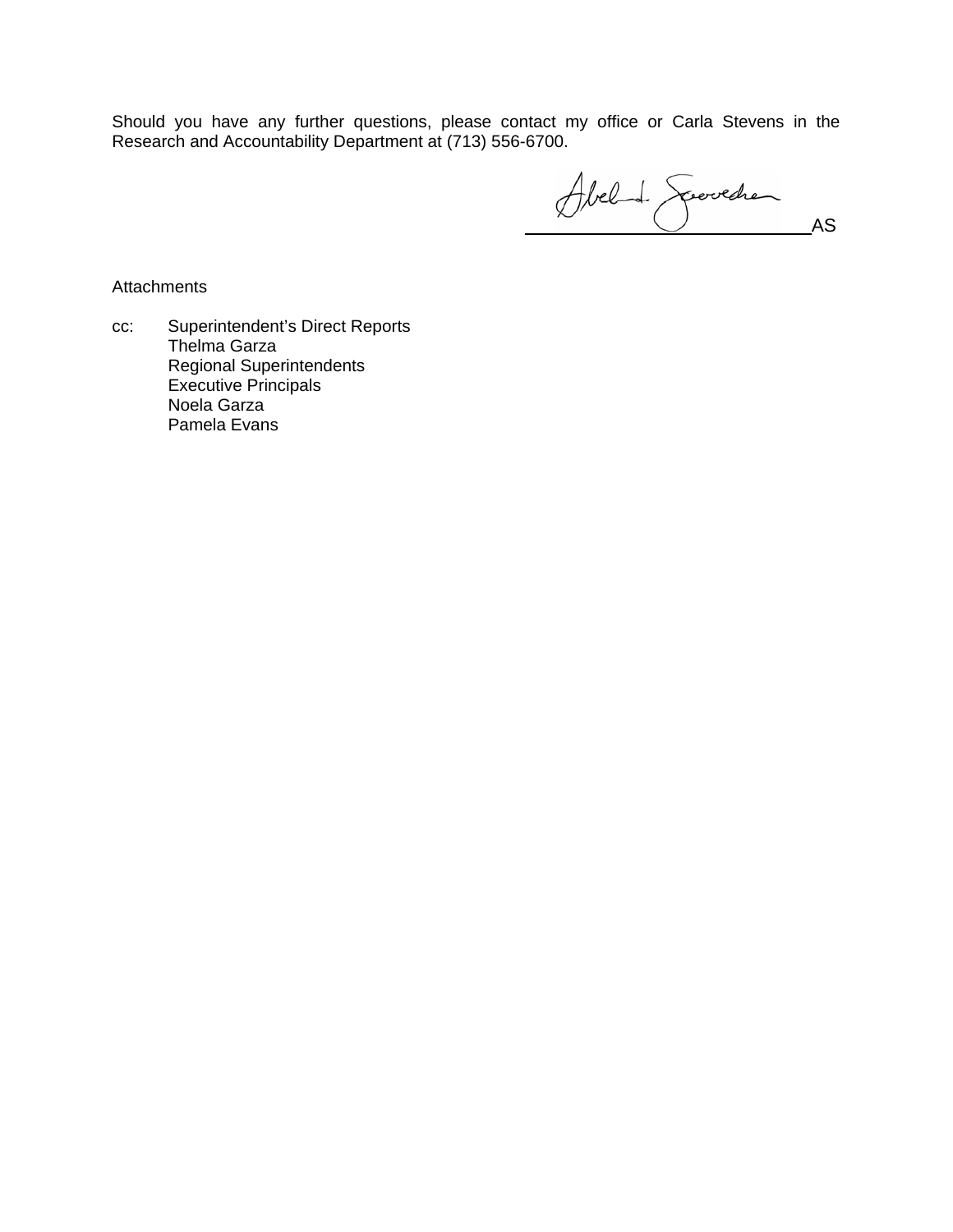Should you have any further questions, please contact my office or Carla Stevens in the Research and Accountability Department at (713) 556-6700.

AS

Attachments

cc: Superintendent's Direct Reports
Thelma Garza
Regional Superintendents
Executive Principals
Noela Garza
Pamela Evans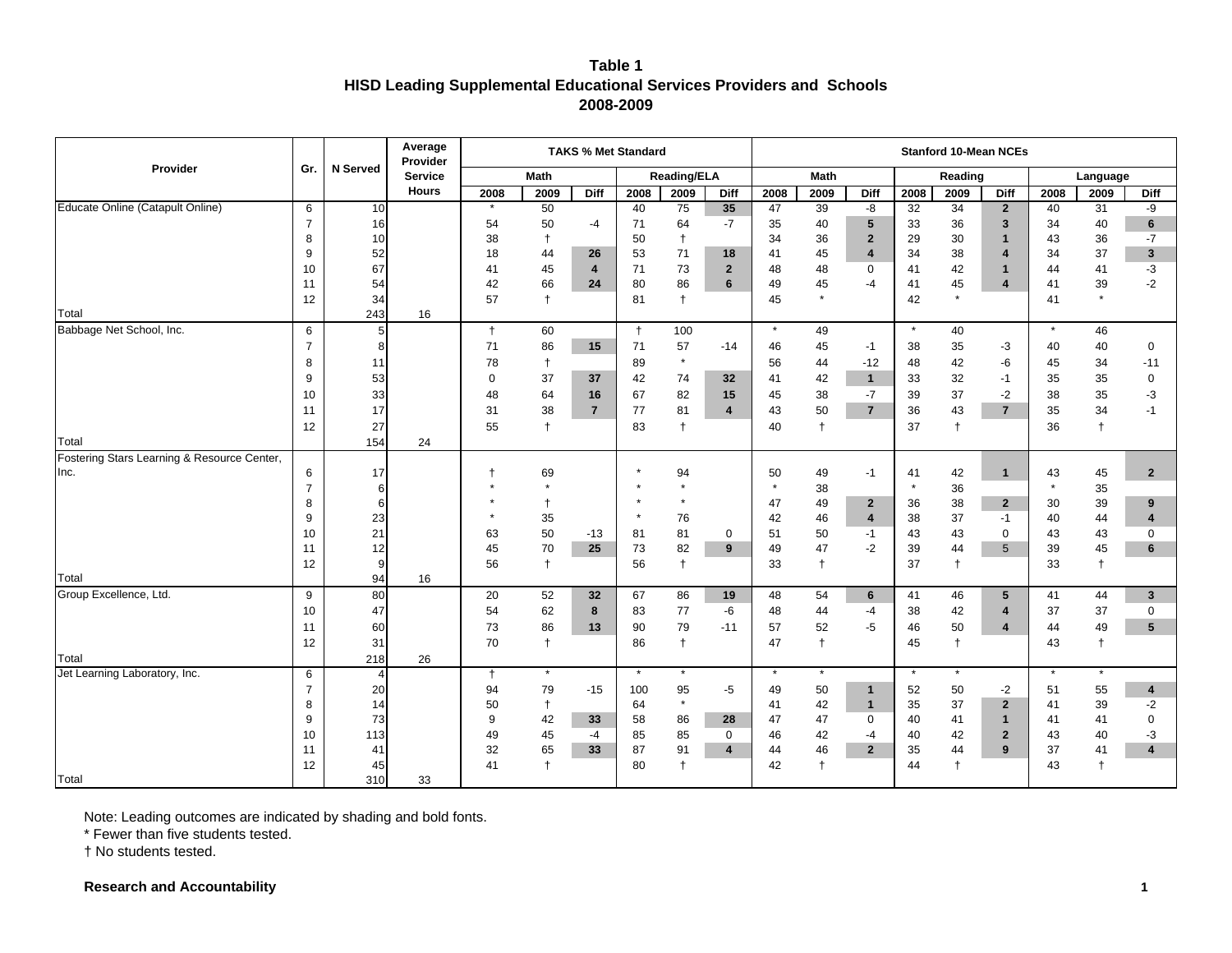**Table 1**
**HISD Leading Supplemental Educational Services Providers and Schools**
**2008-2009**

| Provider | Gr. | N Served | Average Provider Service Hours | TAKS % Met Standard | | | | | | Stanford 10-Mean NCEs | | | | | | | | |
|---|---|---|---|---|---|---|---|---|---|---|---|---|---|---|---|---|---|---|
| | | | | Math | | | Reading/ELA | | | Math | | | Reading | | | Language | | |
| | | | | 2008 | 2009 | Diff | 2008 | 2009 | Diff | 2008 | 2009 | Diff | 2008 | 2009 | Diff | 2008 | 2009 | Diff |
| Educate Online (Catapult Online) | 6 | 10 | | * | 50 | | 40 | 75 | **35** | 47 | 39 | -8 | 32 | 34 | **2** | 40 | 31 | -9 |
| | 7 | 16 | | 54 | 50 | -4 | 71 | 64 | -7 | 35 | 40 | **5** | 33 | 36 | **3** | 34 | 40 | **6** |
| | 8 | 10 | | 38 | † | | 50 | † | | 34 | 36 | **2** | 29 | 30 | **1** | 43 | 36 | -7 |
| | 9 | 52 | | 18 | 44 | **26** | 53 | 71 | **18** | 41 | 45 | **4** | 34 | 38 | **4** | 34 | 37 | **3** |
| | 10 | 67 | | 41 | 45 | **4** | 71 | 73 | **2** | 48 | 48 | 0 | 41 | 42 | **1** | 44 | 41 | -3 |
| | 11 | 54 | | 42 | 66 | **24** | 80 | 86 | **6** | 49 | 45 | -4 | 41 | 45 | **4** | 41 | 39 | -2 |
| | 12 | 34 | | 57 | † | | 81 | † | | 45 | * | | 42 | * | | 41 | * | |
| Total | | 243 | 16 | | | | | | | | | | | | | | | |
| Babbage Net School, Inc. | 6 | 5 | | † | 60 | | † | 100 | | * | 49 | | * | 40 | | * | 46 | |
| | 7 | 8 | | 71 | 86 | **15** | 71 | 57 | -14 | 46 | 45 | -1 | 38 | 35 | -3 | 40 | 40 | 0 |
| | 8 | 11 | | 78 | † | | 89 | * | | 56 | 44 | -12 | 48 | 42 | -6 | 45 | 34 | -11 |
| | 9 | 53 | | 0 | 37 | **37** | 42 | 74 | **32** | 41 | 42 | **1** | 33 | 32 | -1 | 35 | 35 | 0 |
| | 10 | 33 | | 48 | 64 | **16** | 67 | 82 | **15** | 45 | 38 | -7 | 39 | 37 | -2 | 38 | 35 | -3 |
| | 11 | 17 | | 31 | 38 | **7** | 77 | 81 | **4** | 43 | 50 | **7** | 36 | 43 | **7** | 35 | 34 | -1 |
| | 12 | 27 | | 55 | † | | 83 | † | | 40 | † | | 37 | † | | 36 | † | |
| Total | | 154 | 24 | | | | | | | | | | | | | | | |
| Fostering Stars Learning & Resource Center, Inc. | 6 | 17 | | † | 69 | | * | 94 | | 50 | 49 | -1 | 41 | 42 | **1** | 43 | 45 | **2** |
| | 7 | 6 | | * | * | | * | * | | * | 38 | | * | 36 | | * | 35 | |
| | 8 | 6 | | * | † | | * | * | | 47 | 49 | **2** | 36 | 38 | **2** | 30 | 39 | **9** |
| | 9 | 23 | | * | 35 | | * | 76 | | 42 | 46 | **4** | 38 | 37 | -1 | 40 | 44 | **4** |
| | 10 | 21 | | 63 | 50 | -13 | 81 | 81 | 0 | 51 | 50 | -1 | 43 | 43 | 0 | 43 | 43 | 0 |
| | 11 | 12 | | 45 | 70 | **25** | 73 | 82 | **9** | 49 | 47 | -2 | 39 | 44 | 5 | 39 | 45 | **6** |
| | 12 | 9 | | 56 | † | | 56 | † | | 33 | † | | 37 | † | | 33 | † | |
| Total | | 94 | 16 | | | | | | | | | | | | | | | |
| Group Excellence, Ltd. | 9 | 80 | | 20 | 52 | **32** | 67 | 86 | **19** | 48 | 54 | **6** | 41 | 46 | **5** | 41 | 44 | **3** |
| | 10 | 47 | | 54 | 62 | **8** | 83 | 77 | -6 | 48 | 44 | -4 | 38 | 42 | **4** | 37 | 37 | 0 |
| | 11 | 60 | | 73 | 86 | **13** | 90 | 79 | -11 | 57 | 52 | -5 | 46 | 50 | **4** | 44 | 49 | **5** |
| | 12 | 31 | | 70 | † | | 86 | † | | 47 | † | | 45 | † | | 43 | † | |
| Total | | 218 | 26 | | | | | | | | | | | | | | | |
| Jet Learning Laboratory, Inc. | 6 | 4 | | † | * | | * | * | | * | * | | * | * | | * | * | |
| | 7 | 20 | | 94 | 79 | -15 | 100 | 95 | -5 | 49 | 50 | **1** | 52 | 50 | -2 | 51 | 55 | **4** |
| | 8 | 14 | | 50 | † | | 64 | * | | 41 | 42 | **1** | 35 | 37 | **2** | 41 | 39 | -2 |
| | 9 | 73 | | 9 | 42 | **33** | 58 | 86 | **28** | 47 | 47 | 0 | 40 | 41 | **1** | 41 | 41 | 0 |
| | 10 | 113 | | 49 | 45 | -4 | 85 | 85 | 0 | 46 | 42 | -4 | 40 | 42 | **2** | 43 | 40 | -3 |
| | 11 | 41 | | 32 | 65 | **33** | 87 | 91 | **4** | 44 | 46 | **2** | 35 | 44 | **9** | 37 | 41 | **4** |
| | 12 | 45 | | 41 | † | | 80 | † | | 42 | † | | 44 | † | | 43 | † | |
| Total | | 310 | 33 | | | | | | | | | | | | | | | |

Note: Leading outcomes are indicated by shading and bold fonts.

* Fewer than five students tested.

† No students tested.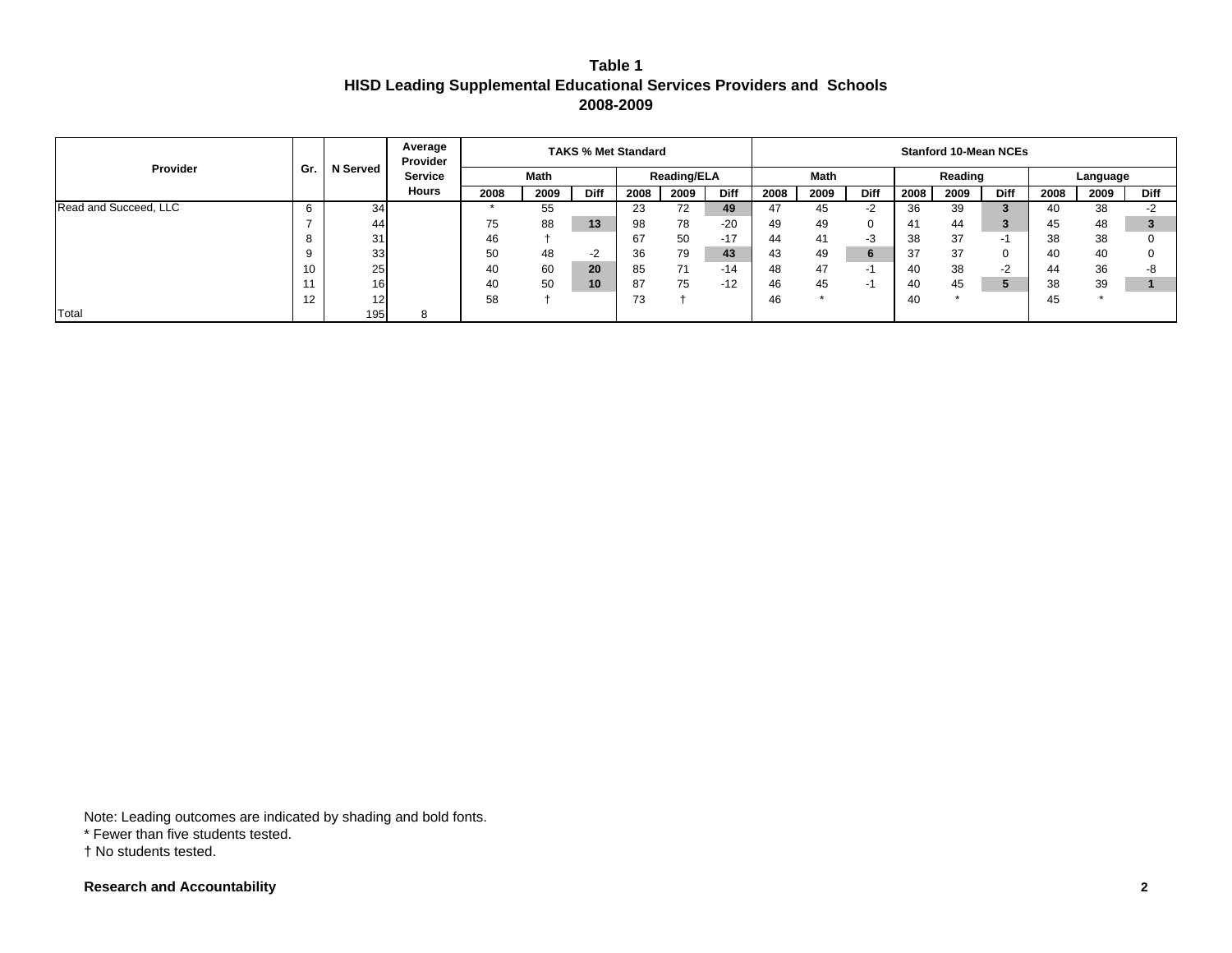**Table 1**
**HISD Leading Supplemental Educational Services Providers and Schools**
**2008-2009**

| Provider | Gr. | N Served | Average Provider Service Hours | TAKS % Met Standard | | | | | | Stanford 10-Mean NCEs | | | | | | | | |
|---|---|---|---|---|---|---|---|---|---|---|---|---|---|---|---|---|---|---|
| | | | | Math | | | Reading/ELA | | | Math | | | Reading | | | Language | | |
| | | | | 2008 | 2009 | Diff | 2008 | 2009 | Diff | 2008 | 2009 | Diff | 2008 | 2009 | Diff | 2008 | 2009 | Diff |
| Read and Succeed, LLC | 6 | 34 | | * | 55 | | 23 | 72 | **49** | 47 | 45 | -2 | 36 | 39 | **3** | 40 | 38 | -2 |
| | 7 | 44 | | 75 | 88 | **13** | 98 | 78 | -20 | 49 | 49 | 0 | 41 | 44 | **3** | 45 | 48 | **3** |
| | 8 | 31 | | 46 | † | | 67 | 50 | -17 | 44 | 41 | -3 | 38 | 37 | -1 | 38 | 38 | 0 |
| | 9 | 33 | | 50 | 48 | -2 | 36 | 79 | **43** | 43 | 49 | **6** | 37 | 37 | 0 | 40 | 40 | 0 |
| | 10 | 25 | | 40 | 60 | **20** | 85 | 71 | -14 | 48 | 47 | -1 | 40 | 38 | -2 | 44 | 36 | -8 |
| | 11 | 16 | | 40 | 50 | **10** | 87 | 75 | -12 | 46 | 45 | -1 | 40 | 45 | **5** | 38 | 39 | **1** |
| | 12 | 12 | | 58 | † | | 73 | † | | 46 | * | | 40 | * | | 45 | * | |
| Total | | 195 | 8 | | | | | | | | | | | | | | | |

Note: Leading outcomes are indicated by shading and bold fonts.
* Fewer than five students tested.
† No students tested.

**Research and Accountability**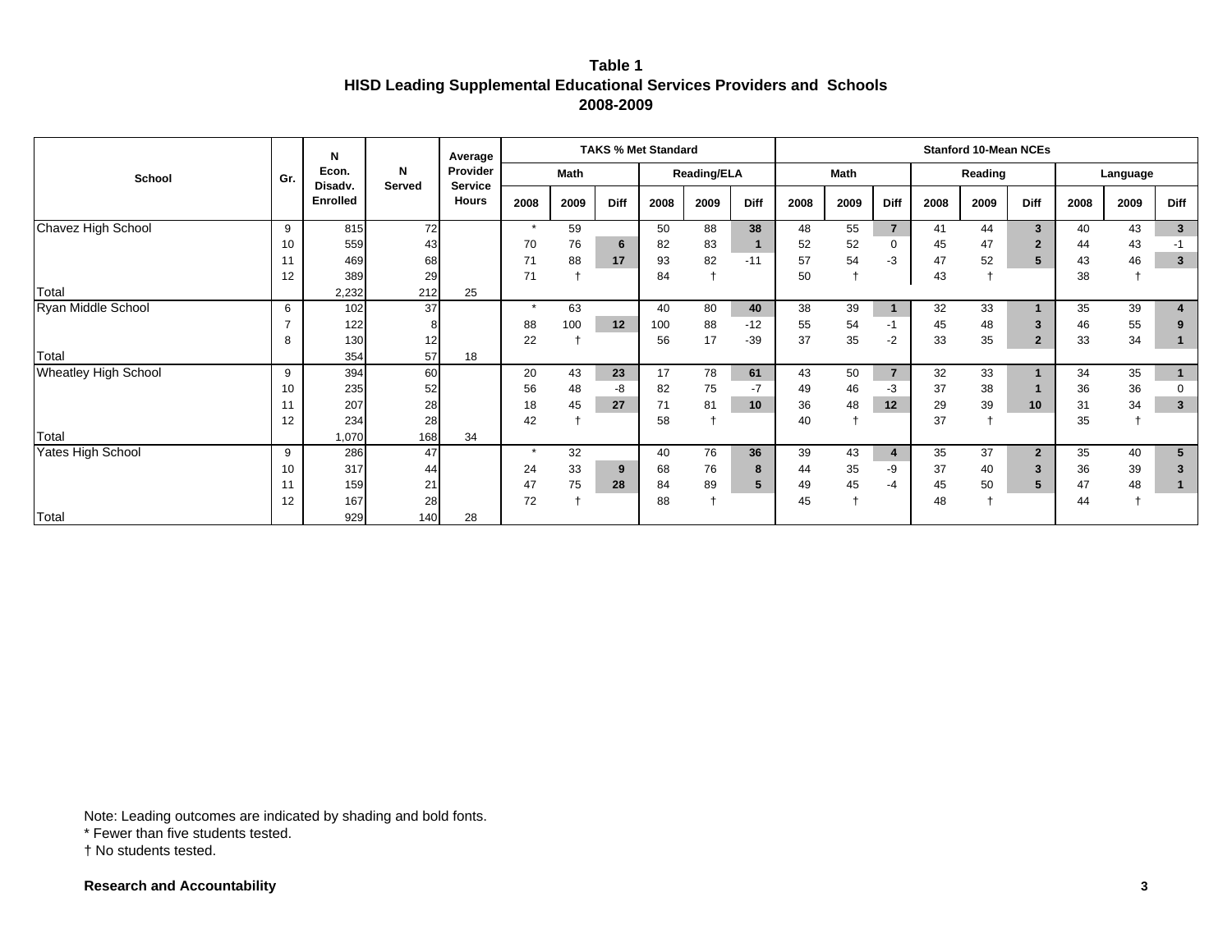**Table 1**
**HISD Leading Supplemental Educational Services Providers and Schools**
**2008-2009**

| School | Gr. | N Econ. Disadv. Enrolled | N Served | Average Provider Service Hours | TAKS % Met Standard | | | | | | Stanford 10-Mean NCEs | | | | | | | | |
|---|---|---|---|---|---|---|---|---|---|---|---|---|---|---|---|---|---|---|---|
| | | | | | Math | | | Reading/ELA | | | Math | | | Reading | | | Language | | |
| | | | | | 2008 | 2009 | Diff | 2008 | 2009 | Diff | 2008 | 2009 | Diff | 2008 | 2009 | Diff | 2008 | 2009 | Diff |
| Chavez High School | 9 | 815 | 72 | | * | 59 | | 50 | 88 | **38** | 48 | 55 | **7** | 41 | 44 | **3** | 40 | 43 | **3** |
| | 10 | 559 | 43 | | 70 | 76 | **6** | 82 | 83 | **1** | 52 | 52 | 0 | 45 | 47 | **2** | 44 | 43 | -1 |
| | 11 | 469 | 68 | | 71 | 88 | **17** | 93 | 82 | -11 | 57 | 54 | -3 | 47 | 52 | **5** | 43 | 46 | **3** |
| | 12 | 389 | 29 | | 71 | † | | 84 | † | | 50 | † | | 43 | † | | 38 | † | |
| Total | | 2,232 | 212 | 25 | | | | | | | | | | | | | | | |
| Ryan Middle School | 6 | 102 | 37 | | * | 63 | | 40 | 80 | **40** | 38 | 39 | **1** | 32 | 33 | **1** | 35 | 39 | **4** |
| | 7 | 122 | 8 | | 88 | 100 | **12** | 100 | 88 | -12 | 55 | 54 | -1 | 45 | 48 | **3** | 46 | 55 | **9** |
| | 8 | 130 | 12 | | 22 | † | | 56 | 17 | -39 | 37 | 35 | -2 | 33 | 35 | **2** | 33 | 34 | **1** |
| Total | | 354 | 57 | 18 | | | | | | | | | | | | | | | |
| Wheatley High School | 9 | 394 | 60 | | 20 | 43 | **23** | 17 | 78 | **61** | 43 | 50 | **7** | 32 | 33 | **1** | 34 | 35 | **1** |
| | 10 | 235 | 52 | | 56 | 48 | -8 | 82 | 75 | -7 | 49 | 46 | -3 | 37 | 38 | **1** | 36 | 36 | 0 |
| | 11 | 207 | 28 | | 18 | 45 | **27** | 71 | 81 | **10** | 36 | 48 | **12** | 29 | 39 | **10** | 31 | 34 | **3** |
| | 12 | 234 | 28 | | 42 | † | | 58 | † | | 40 | † | | 37 | † | | 35 | † | |
| Total | | 1,070 | 168 | 34 | | | | | | | | | | | | | | | |
| Yates High School | 9 | 286 | 47 | | * | 32 | | 40 | 76 | **36** | 39 | 43 | **4** | 35 | 37 | **2** | 35 | 40 | **5** |
| | 10 | 317 | 44 | | 24 | 33 | **9** | 68 | 76 | **8** | 44 | 35 | -9 | 37 | 40 | **3** | 36 | 39 | **3** |
| | 11 | 159 | 21 | | 47 | 75 | **28** | 84 | 89 | **5** | 49 | 45 | -4 | 45 | 50 | **5** | 47 | 48 | **1** |
| | 12 | 167 | 28 | | 72 | † | | 88 | † | | 45 | † | | 48 | † | | 44 | † | |
| Total | | 929 | 140 | 28 | | | | | | | | | | | | | | | |

Note: Leading outcomes are indicated by shading and bold fonts.
* Fewer than five students tested.
† No students tested.

**Research and Accountability**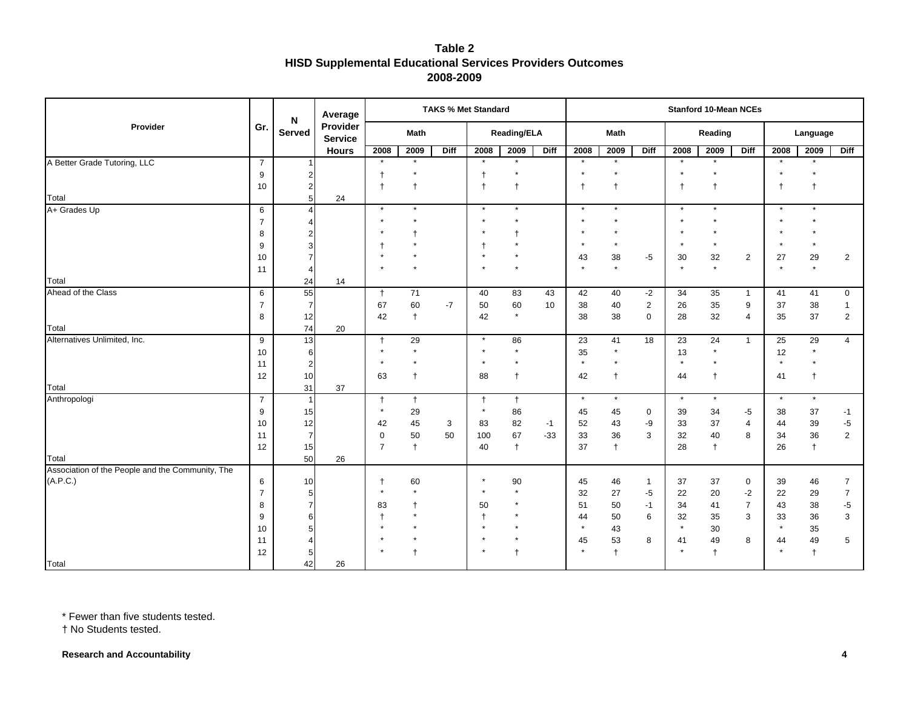**Table 2**
**HISD Supplemental Educational Services Providers Outcomes**
**2008-2009**

| Provider | Gr. | N Served | Average Provider Service Hours | TAKS % Met Standard | | | | | | Stanford 10-Mean NCEs | | | | | | | | |
|---|---|---|---|---|---|---|---|---|---|---|---|---|---|---|---|---|---|---|
| | | | | Math | | | Reading/ELA | | | Math | | | Reading | | | Language | | |
| | | | | 2008 | 2009 | Diff | 2008 | 2009 | Diff | 2008 | 2009 | Diff | 2008 | 2009 | Diff | 2008 | 2009 | Diff |
| A Better Grade Tutoring, LLC | 7 | 1 | | * | * | | * | * | | * | * | | * | * | | * | * | |
| | 9 | 2 | | † | * | | † | * | | * | * | | * | * | | * | * | |
| | 10 | 2 | | † | † | | † | † | | † | † | | † | † | | † | † | |
| Total | | 5 | 24 | | | | | | | | | | | | | | | |
| A+ Grades Up | 6 | 4 | | * | * | | * | * | | * | * | | * | * | | * | * | |
| | 7 | 4 | | * | * | | * | * | | * | * | | * | * | | * | * | |
| | 8 | 2 | | * | † | | * | † | | * | * | | * | * | | * | * | |
| | 9 | 3 | | † | * | | † | * | | * | * | | * | * | | * | * | |
| | 10 | 7 | | * | * | | * | * | | 43 | 38 | -5 | 30 | 32 | 2 | 27 | 29 | 2 |
| | 11 | 4 | | * | * | | * | * | | * | * | | * | * | | * | * | |
| Total | | 24 | 14 | | | | | | | | | | | | | | | |
| Ahead of the Class | 6 | 55 | | † | 71 | | 40 | 83 | 43 | 42 | 40 | -2 | 34 | 35 | 1 | 41 | 41 | 0 |
| | 7 | 7 | | 67 | 60 | -7 | 50 | 60 | 10 | 38 | 40 | 2 | 26 | 35 | 9 | 37 | 38 | 1 |
| | 8 | 12 | | 42 | † | | 42 | * | | 38 | 38 | 0 | 28 | 32 | 4 | 35 | 37 | 2 |
| Total | | 74 | 20 | | | | | | | | | | | | | | | |
| Alternatives Unlimited, Inc. | 9 | 13 | | † | 29 | | * | 86 | | 23 | 41 | 18 | 23 | 24 | 1 | 25 | 29 | 4 |
| | 10 | 6 | | * | * | | * | * | | 35 | * | | 13 | * | | 12 | * | |
| | 11 | 2 | | * | * | | * | * | | * | * | | * | * | | * | * | |
| | 12 | 10 | | 63 | † | | 88 | † | | 42 | † | | 44 | † | | 41 | † | |
| Total | | 31 | 37 | | | | | | | | | | | | | | | |
| Anthropologi | 7 | 1 | | † | † | | † | † | | * | * | | * | * | | * | * | |
| | 9 | 15 | | * | 29 | | * | 86 | | 45 | 45 | 0 | 39 | 34 | -5 | 38 | 37 | -1 |
| | 10 | 12 | | 42 | 45 | 3 | 83 | 82 | -1 | 52 | 43 | -9 | 33 | 37 | 4 | 44 | 39 | -5 |
| | 11 | 7 | | 0 | 50 | 50 | 100 | 67 | -33 | 33 | 36 | 3 | 32 | 40 | 8 | 34 | 36 | 2 |
| | 12 | 15 | | 7 | † | | 40 | † | | 37 | † | | 28 | † | | 26 | † | |
| Total | | 50 | 26 | | | | | | | | | | | | | | | |
| Association of the People and the Community, The (A.P.C.) | 6 | 10 | | † | 60 | | * | 90 | | 45 | 46 | 1 | 37 | 37 | 0 | 39 | 46 | 7 |
| | 7 | 5 | | * | * | | * | * | | 32 | 27 | -5 | 22 | 20 | -2 | 22 | 29 | 7 |
| | 8 | 7 | | 83 | † | | 50 | * | | 51 | 50 | -1 | 34 | 41 | 7 | 43 | 38 | -5 |
| | 9 | 6 | | † | * | | † | * | | 44 | 50 | 6 | 32 | 35 | 3 | 33 | 36 | 3 |
| | 10 | 5 | | * | * | | * | * | | * | 43 | | * | 30 | | * | 35 | |
| | 11 | 4 | | * | * | | * | * | | 45 | 53 | 8 | 41 | 49 | 8 | 44 | 49 | 5 |
| | 12 | 5 | | * | † | | * | † | | * | † | | * | † | | * | † | |
| Total | | 42 | 26 | | | | | | | | | | | | | | | |

* Fewer than five students tested.
† No Students tested.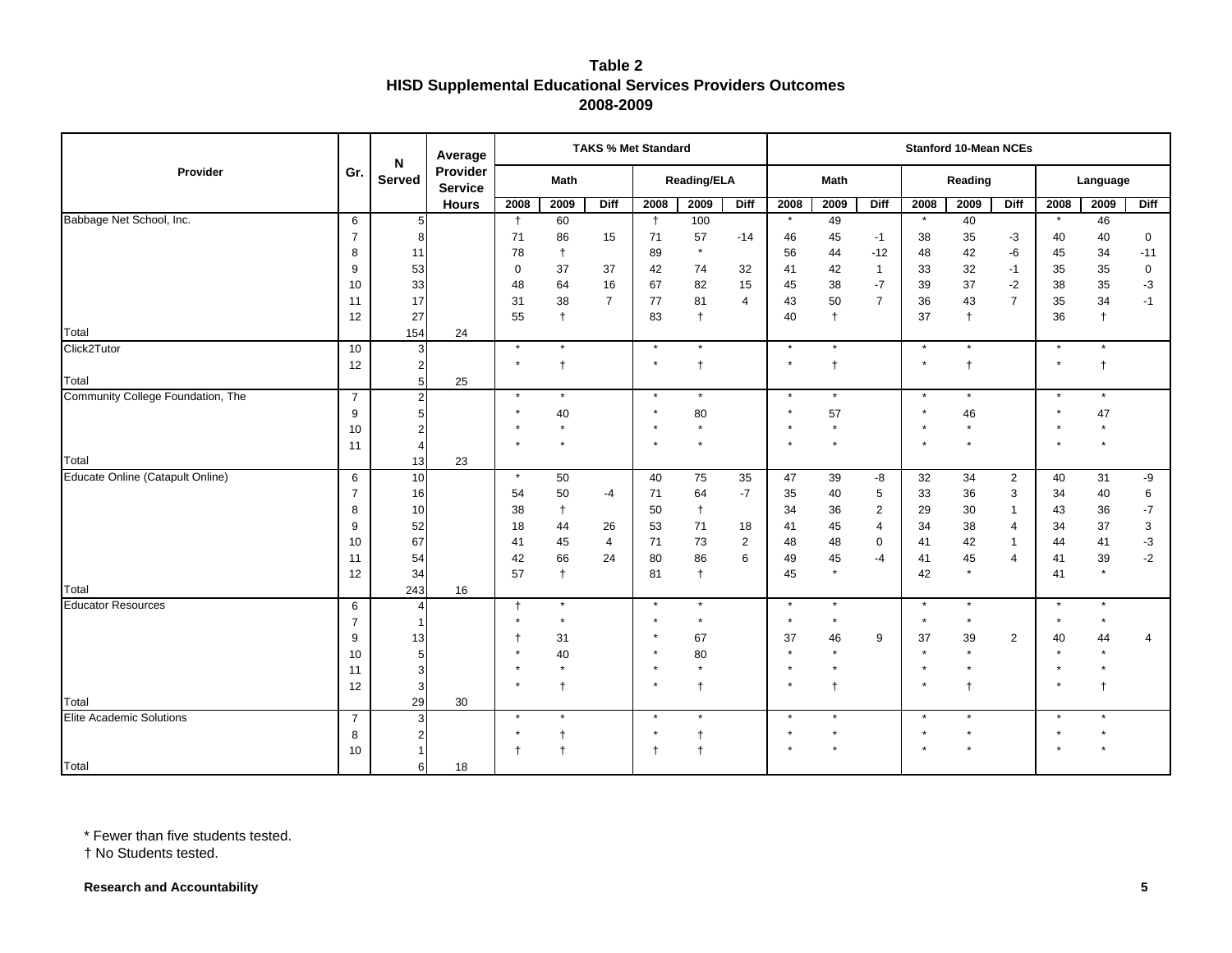# Table 2
## HISD Supplemental Educational Services Providers Outcomes
## 2008-2009

| Provider | Gr. | N Served | Average Provider Service Hours | TAKS % Met Standard | | | | | | Stanford 10-Mean NCEs | | | | | | | | |
|---|---|---|---|---|---|---|---|---|---|---|---|---|---|---|---|---|---|---|
| | | | | Math | | | Reading/ELA | | | Math | | | Reading | | | Language | | |
| | | | | 2008 | 2009 | Diff | 2008 | 2009 | Diff | 2008 | 2009 | Diff | 2008 | 2009 | Diff | 2008 | 2009 | Diff |
| Babbage Net School, Inc. | 6 | 5 | | † | 60 | | † | 100 | | * | 49 | | * | 40 | | * | 46 | |
| | 7 | 8 | | 71 | 86 | 15 | 71 | 57 | -14 | 46 | 45 | -1 | 38 | 35 | -3 | 40 | 40 | 0 |
| | 8 | 11 | | 78 | † | | 89 | * | | 56 | 44 | -12 | 48 | 42 | -6 | 45 | 34 | -11 |
| | 9 | 53 | | 0 | 37 | 37 | 42 | 74 | 32 | 41 | 42 | 1 | 33 | 32 | -1 | 35 | 35 | 0 |
| | 10 | 33 | | 48 | 64 | 16 | 67 | 82 | 15 | 45 | 38 | -7 | 39 | 37 | -2 | 38 | 35 | -3 |
| | 11 | 17 | | 31 | 38 | 7 | 77 | 81 | 4 | 43 | 50 | 7 | 36 | 43 | 7 | 35 | 34 | -1 |
| | 12 | 27 | | 55 | † | | 83 | † | | 40 | † | | 37 | † | | 36 | † | |
| Total | | 154 | 24 | | | | | | | | | | | | | | | |
| Click2Tutor | 10 | 3 | | * | * | | * | * | | * | * | | * | * | | * | * | |
| | 12 | 2 | | * | † | | * | † | | * | † | | * | † | | * | † | |
| Total | | 5 | 25 | | | | | | | | | | | | | | | |
| Community College Foundation, The | 7 | 2 | | * | * | | * | * | | * | * | | * | * | | * | * | |
| | 9 | 5 | | * | 40 | | * | 80 | | * | 57 | | * | 46 | | * | 47 | |
| | 10 | 2 | | * | * | | * | * | | * | * | | * | * | | * | * | |
| | 11 | 4 | | * | * | | * | * | | * | * | | * | * | | * | * | |
| Total | | 13 | 23 | | | | | | | | | | | | | | | |
| Educate Online (Catapult Online) | 6 | 10 | | * | 50 | | 40 | 75 | 35 | 47 | 39 | -8 | 32 | 34 | 2 | 40 | 31 | -9 |
| | 7 | 16 | | 54 | 50 | -4 | 71 | 64 | -7 | 35 | 40 | 5 | 33 | 36 | 3 | 34 | 40 | 6 |
| | 8 | 10 | | 38 | † | | 50 | † | | 34 | 36 | 2 | 29 | 30 | 1 | 43 | 36 | -7 |
| | 9 | 52 | | 18 | 44 | 26 | 53 | 71 | 18 | 41 | 45 | 4 | 34 | 38 | 4 | 34 | 37 | 3 |
| | 10 | 67 | | 41 | 45 | 4 | 71 | 73 | 2 | 48 | 48 | 0 | 41 | 42 | 1 | 44 | 41 | -3 |
| | 11 | 54 | | 42 | 66 | 24 | 80 | 86 | 6 | 49 | 45 | -4 | 41 | 45 | 4 | 41 | 39 | -2 |
| | 12 | 34 | | 57 | † | | 81 | † | | 45 | * | | 42 | * | | 41 | * | |
| Total | | 243 | 16 | | | | | | | | | | | | | | | |
| Educator Resources | 6 | 4 | | † | * | | * | * | | * | * | | * | * | | * | * | |
| | 7 | 1 | | * | * | | * | * | | * | * | | * | * | | * | * | |
| | 9 | 13 | | † | 31 | | * | 67 | | 37 | 46 | 9 | 37 | 39 | 2 | 40 | 44 | 4 |
| | 10 | 5 | | * | 40 | | * | 80 | | * | * | | * | * | | * | * | |
| | 11 | 3 | | * | * | | * | * | | * | * | | * | * | | * | * | |
| | 12 | 3 | | * | † | | * | † | | * | † | | * | † | | * | † | |
| Total | | 29 | 30 | | | | | | | | | | | | | | | |
| Elite Academic Solutions | 7 | 3 | | * | * | | * | * | | * | * | | * | * | | * | * | |
| | 8 | 2 | | * | † | | * | † | | * | * | | * | * | | * | * | |
| | 10 | 1 | | † | † | | † | † | | * | * | | * | * | | * | * | |
| Total | | 6 | 18 | | | | | | | | | | | | | | | |

\* Fewer than five students tested.
† No Students tested.

**Research and Accountability**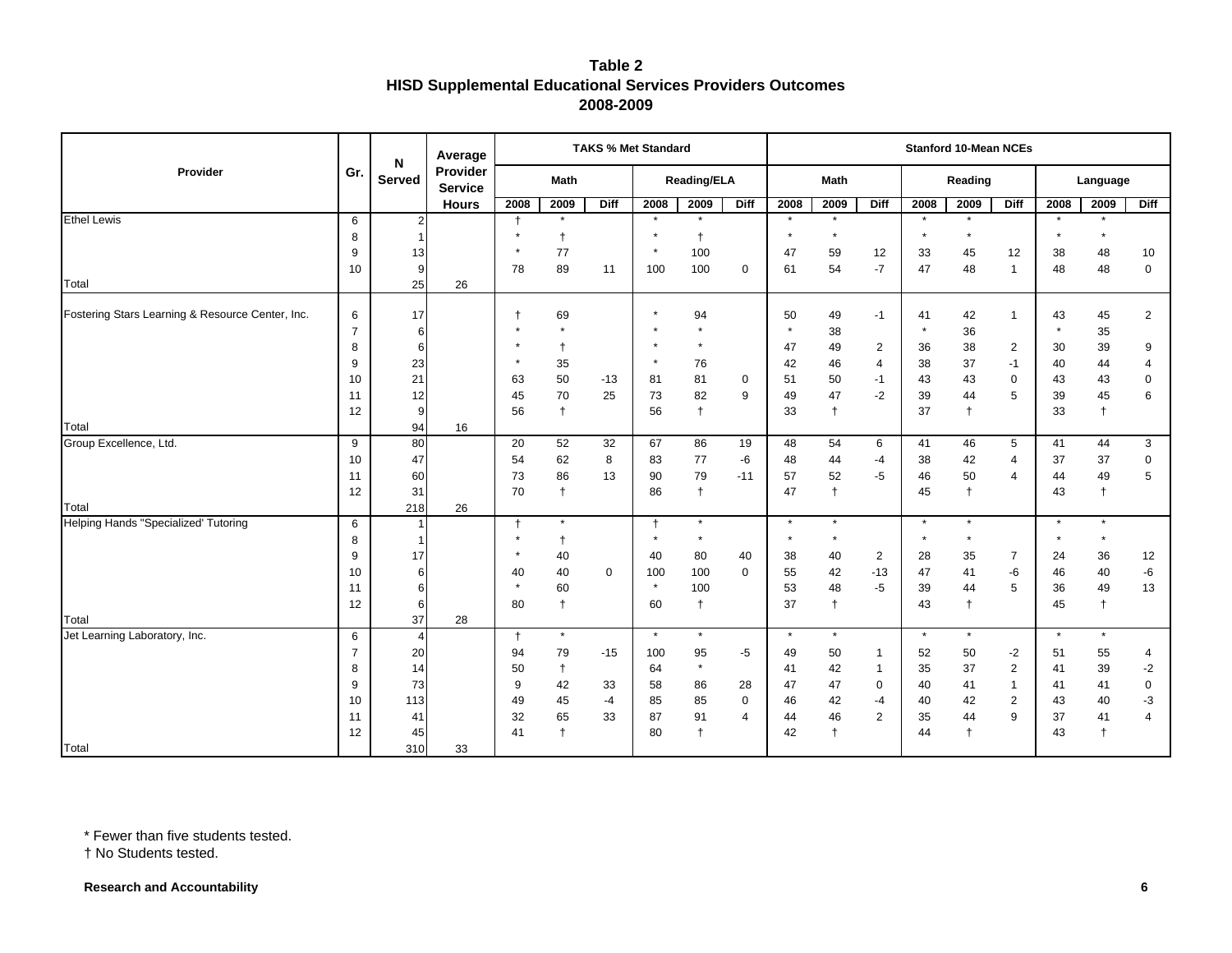# Table 2
## HISD Supplemental Educational Services Providers Outcomes
## 2008-2009

| Provider | Gr. | N Served | Average Provider Service Hours | TAKS % Met Standard | | | | | | Stanford 10-Mean NCEs | | | | | | | | |
|---|---|---|---|---|---|---|---|---|---|---|---|---|---|---|---|---|---|---|
| | | | | Math | | | Reading/ELA | | | Math | | | Reading | | | Language | | |
| | | | | 2008 | 2009 | Diff | 2008 | 2009 | Diff | 2008 | 2009 | Diff | 2008 | 2009 | Diff | 2008 | 2009 | Diff |
| Ethel Lewis | 6 | 2 | | † | * | | * | * | | * | * | | * | * | | * | * | |
| | 8 | 1 | | * | † | | * | † | | * | * | | * | * | | * | * | |
| | 9 | 13 | | * | 77 | | * | 100 | | 47 | 59 | 12 | 33 | 45 | 12 | 38 | 48 | 10 |
| | 10 | 9 | | 78 | 89 | 11 | 100 | 100 | 0 | 61 | 54 | -7 | 47 | 48 | 1 | 48 | 48 | 0 |
| Total | | 25 | 26 | | | | | | | | | | | | | | | |
| Fostering Stars Learning & Resource Center, Inc. | 6 | 17 | | † | 69 | | * | 94 | | 50 | 49 | -1 | 41 | 42 | 1 | 43 | 45 | 2 |
| | 7 | 6 | | * | * | | * | * | | * | 38 | | * | 36 | | * | 35 | |
| | 8 | 6 | | * | † | | * | * | | 47 | 49 | 2 | 36 | 38 | 2 | 30 | 39 | 9 |
| | 9 | 23 | | * | 35 | | * | 76 | | 42 | 46 | 4 | 38 | 37 | -1 | 40 | 44 | 4 |
| | 10 | 21 | | 63 | 50 | -13 | 81 | 81 | 0 | 51 | 50 | -1 | 43 | 43 | 0 | 43 | 43 | 0 |
| | 11 | 12 | | 45 | 70 | 25 | 73 | 82 | 9 | 49 | 47 | -2 | 39 | 44 | 5 | 39 | 45 | 6 |
| | 12 | 9 | | 56 | † | | 56 | † | | 33 | † | | 37 | † | | 33 | † | |
| Total | | 94 | 16 | | | | | | | | | | | | | | | |
| Group Excellence, Ltd. | 9 | 80 | | 20 | 52 | 32 | 67 | 86 | 19 | 48 | 54 | 6 | 41 | 46 | 5 | 41 | 44 | 3 |
| | 10 | 47 | | 54 | 62 | 8 | 83 | 77 | -6 | 48 | 44 | -4 | 38 | 42 | 4 | 37 | 37 | 0 |
| | 11 | 60 | | 73 | 86 | 13 | 90 | 79 | -11 | 57 | 52 | -5 | 46 | 50 | 4 | 44 | 49 | 5 |
| | 12 | 31 | | 70 | † | | 86 | † | | 47 | † | | 45 | † | | 43 | † | |
| Total | | 218 | 26 | | | | | | | | | | | | | | | |
| Helping Hands "Specialized' Tutoring | 6 | 1 | | † | * | | † | * | | * | * | | * | * | | * | * | |
| | 8 | 1 | | * | † | | * | * | | * | * | | * | * | | * | * | |
| | 9 | 17 | | * | 40 | | 40 | 80 | 40 | 38 | 40 | 2 | 28 | 35 | 7 | 24 | 36 | 12 |
| | 10 | 6 | | 40 | 40 | 0 | 100 | 100 | 0 | 55 | 42 | -13 | 47 | 41 | -6 | 46 | 40 | -6 |
| | 11 | 6 | | * | 60 | | * | 100 | | 53 | 48 | -5 | 39 | 44 | 5 | 36 | 49 | 13 |
| | 12 | 6 | | 80 | † | | 60 | † | | 37 | † | | 43 | † | | 45 | † | |
| Total | | 37 | 28 | | | | | | | | | | | | | | | |
| Jet Learning Laboratory, Inc. | 6 | 4 | | † | * | | * | * | | * | * | | * | * | | * | * | |
| | 7 | 20 | | 94 | 79 | -15 | 100 | 95 | -5 | 49 | 50 | 1 | 52 | 50 | -2 | 51 | 55 | 4 |
| | 8 | 14 | | 50 | † | | 64 | * | | 41 | 42 | 1 | 35 | 37 | 2 | 41 | 39 | -2 |
| | 9 | 73 | | 9 | 42 | 33 | 58 | 86 | 28 | 47 | 47 | 0 | 40 | 41 | 1 | 41 | 41 | 0 |
| | 10 | 113 | | 49 | 45 | -4 | 85 | 85 | 0 | 46 | 42 | -4 | 40 | 42 | 2 | 43 | 40 | -3 |
| | 11 | 41 | | 32 | 65 | 33 | 87 | 91 | 4 | 44 | 46 | 2 | 35 | 44 | 9 | 37 | 41 | 4 |
| | 12 | 45 | | 41 | † | | 80 | † | | 42 | † | | 44 | † | | 43 | † | |
| Total | | 310 | 33 | | | | | | | | | | | | | | | |

* Fewer than five students tested.
† No Students tested.

**Research and Accountability**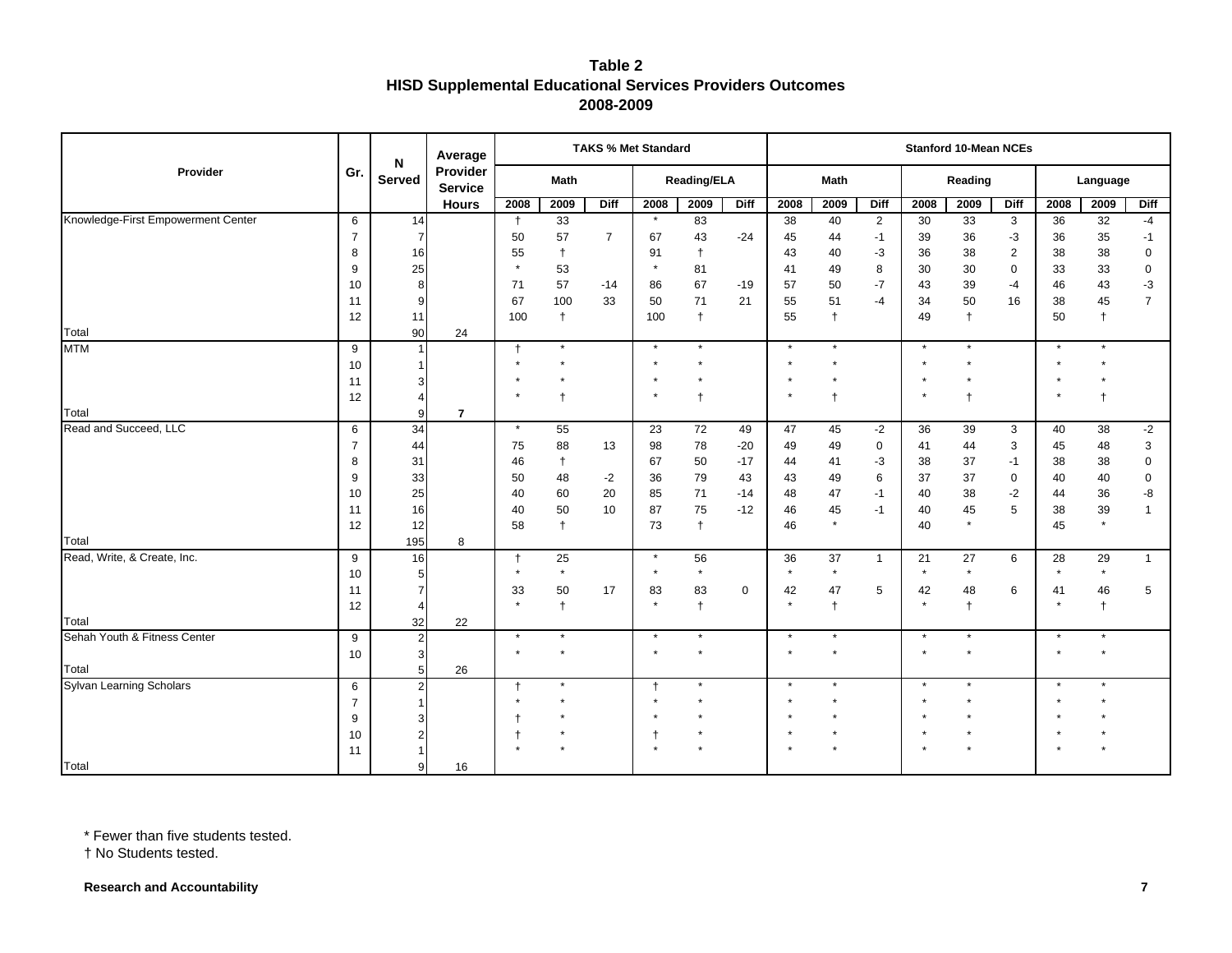**Table 2**
**HISD Supplemental Educational Services Providers Outcomes**
**2008-2009**

| Provider | Gr. | N Served | Average Provider Service Hours | TAKS % Met Standard | | | | | | Stanford 10-Mean NCEs | | | | | | | | | | | | | | |
|---|---|---|---|---|---|---|---|---|---|---|---|---|---|---|---|---|---|---|---|---|---|---|---|---|
| | | | | Math | | | Reading/ELA | | | Math | | | Reading | | | Language | | | | | | | | |
| | | | | 2008 | 2009 | Diff | 2008 | 2009 | Diff | 2008 | 2009 | Diff | 2008 | 2009 | Diff | 2008 | 2009 | Diff | | | | | | |
| Knowledge-First Empowerment Center | 6 | 14 | | † | 33 | | * | 83 | | 38 | 40 | 2 | 30 | 33 | 3 | 36 | 32 | -4 | | | | | | |
| | 7 | 7 | | 50 | 57 | 7 | 67 | 43 | -24 | 45 | 44 | -1 | 39 | 36 | -3 | 36 | 35 | -1 | | | | | | |
| | 8 | 16 | | 55 | † | | 91 | † | | 43 | 40 | -3 | 36 | 38 | 2 | 38 | 38 | 0 | | | | | | |
| | 9 | 25 | | * | 53 | | * | 81 | | 41 | 49 | 8 | 30 | 30 | 0 | 33 | 33 | 0 | | | | | | |
| | 10 | 8 | | 71 | 57 | -14 | 86 | 67 | -19 | 57 | 50 | -7 | 43 | 39 | -4 | 46 | 43 | -3 | | | | | | |
| | 11 | 9 | | 67 | 100 | 33 | 50 | 71 | 21 | 55 | 51 | -4 | 34 | 50 | 16 | 38 | 45 | 7 | | | | | | |
| | 12 | 11 | | 100 | † | | 100 | † | | 55 | † | | 49 | † | | 50 | † | | | | | | | |
| Total | | 90 | 24 | | | | | | | | | | | | | | | | | | | | | |
| MTM | 9 | 1 | | † | * | | * | * | | * | * | | * | * | | * | * | | | | | | | |
| | 10 | 1 | | * | * | | * | * | | * | * | | * | * | | * | * | | | | | | | |
| | 11 | 3 | | * | * | | * | * | | * | * | | * | * | | * | * | | | | | | | |
| | 12 | 4 | | * | † | | * | † | | * | † | | * | † | | * | † | | | | | | | |
| Total | | 9 | **7** | | | | | | | | | | | | | | | | | | | | | |
| Read and Succeed, LLC | 6 | 34 | | * | 55 | | 23 | 72 | 49 | 47 | 45 | -2 | 36 | 39 | 3 | 40 | 38 | -2 | | | | | | |
| | 7 | 44 | | 75 | 88 | 13 | 98 | 78 | -20 | 49 | 49 | 0 | 41 | 44 | 3 | 45 | 48 | 3 | | | | | | |
| | 8 | 31 | | 46 | † | | 67 | 50 | -17 | 44 | 41 | -3 | 38 | 37 | -1 | 38 | 38 | 0 | | | | | | |
| | 9 | 33 | | 50 | 48 | -2 | 36 | 79 | 43 | 43 | 49 | 6 | 37 | 37 | 0 | 40 | 40 | 0 | | | | | | |
| | 10 | 25 | | 40 | 60 | 20 | 85 | 71 | -14 | 48 | 47 | -1 | 40 | 38 | -2 | 44 | 36 | -8 | | | | | | |
| | 11 | 16 | | 40 | 50 | 10 | 87 | 75 | -12 | 46 | 45 | -1 | 40 | 45 | 5 | 38 | 39 | 1 | | | | | | |
| | 12 | 12 | | 58 | † | | 73 | † | | 46 | * | | 40 | * | | 45 | * | | | | | | | |
| Total | | 195 | 8 | | | | | | | | | | | | | | | | | | | | | |
| Read, Write, & Create, Inc. | 9 | 16 | | † | 25 | | * | 56 | | 36 | 37 | 1 | 21 | 27 | 6 | 28 | 29 | 1 | | | | | | |
| | 10 | 5 | | * | * | | * | * | | * | * | | * | * | | * | * | | | | | | | |
| | 11 | 7 | | 33 | 50 | 17 | 83 | 83 | 0 | 42 | 47 | 5 | 42 | 48 | 6 | 41 | 46 | 5 | | | | | | |
| | 12 | 4 | | * | † | | * | † | | * | † | | * | † | | * | † | | | | | | | |
| Total | | 32 | 22 | | | | | | | | | | | | | | | | | | | | | |
| Sehah Youth & Fitness Center | 9 | 2 | | * | * | | * | * | | * | * | | * | * | | * | * | | | | | | | |
| | 10 | 3 | | * | * | | * | * | | * | * | | * | * | | * | * | | | | | | | |
| Total | | 5 | 26 | | | | | | | | | | | | | | | | | | | | | |
| Sylvan Learning Scholars | 6 | 2 | | † | * | | † | * | | * | * | | * | * | | * | * | | | | | | | |
| | 7 | 1 | | * | * | | * | * | | * | * | | * | * | | * | * | | | | | | | |
| | 9 | 3 | | † | * | | * | * | | * | * | | * | * | | * | * | | | | | | | |
| | 10 | 2 | | † | * | | † | * | | * | * | | * | * | | * | * | | | | | | | |
| | 11 | 1 | | * | * | | * | * | | * | * | | * | * | | * | * | | | | | | | |
| Total | | 9 | 16 | | | | | | | | | | | | | | | | | | | | | |

\* Fewer than five students tested.
† No Students tested.

**Research and Accountability**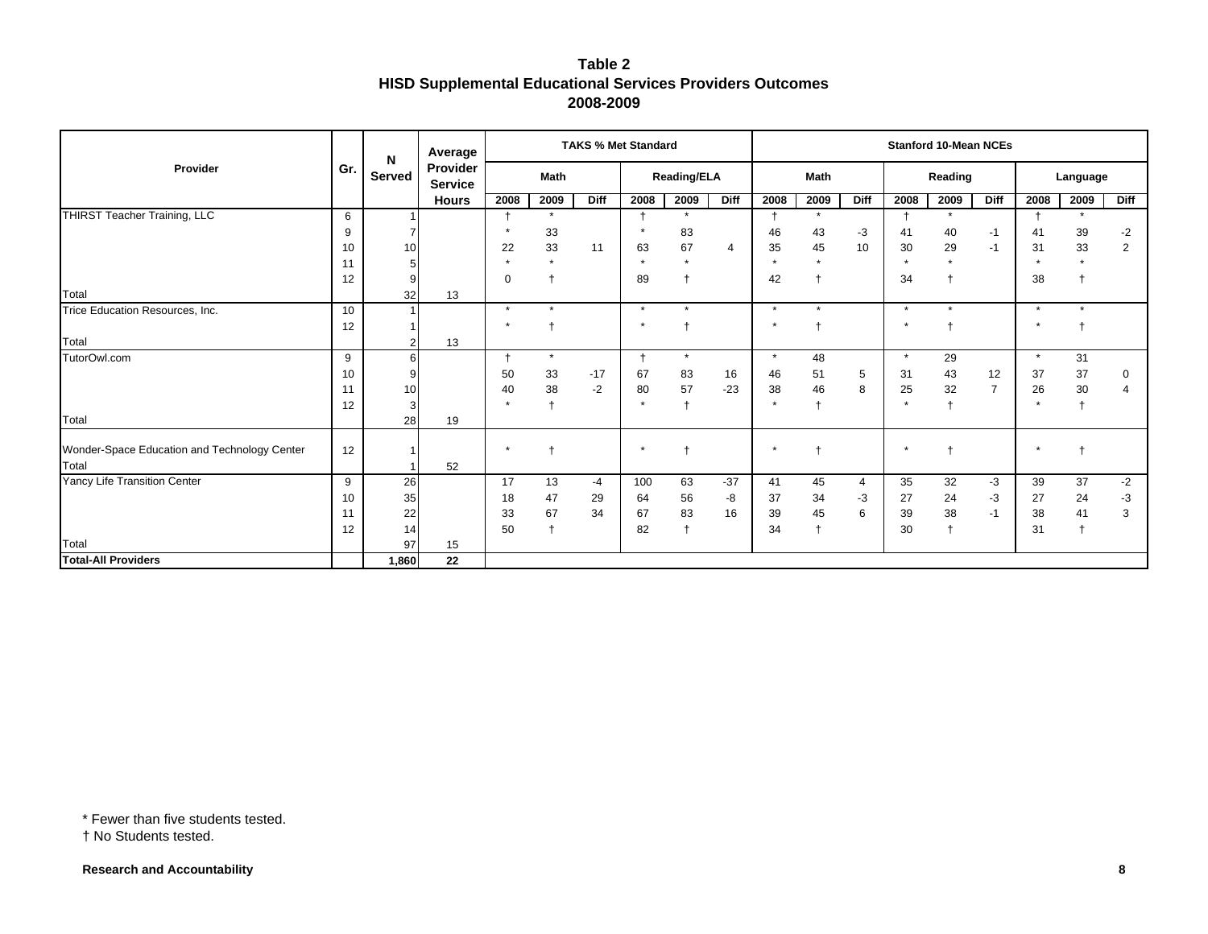**Table 2**
**HISD Supplemental Educational Services Providers Outcomes**
**2008-2009**

| Provider | Gr. | N Served | Average Provider Service Hours | TAKS % Met Standard | | | | | | Stanford 10-Mean NCEs | | | | | | | | |
|---|---|---|---|---|---|---|---|---|---|---|---|---|---|---|---|---|---|---|
| | | | | Math | | | Reading/ELA | | | Math | | | Reading | | | Language | | |
| | | | | 2008 | 2009 | Diff | 2008 | 2009 | Diff | 2008 | 2009 | Diff | 2008 | 2009 | Diff | 2008 | 2009 | Diff |
| THIRST Teacher Training, LLC | 6 | 1 | | † | * | | † | * | | † | * | | † | * | | † | * | |
| | 9 | 7 | | * | 33 | | * | 83 | | 46 | 43 | -3 | 41 | 40 | -1 | 41 | 39 | -2 |
| | 10 | 10 | | 22 | 33 | 11 | 63 | 67 | 4 | 35 | 45 | 10 | 30 | 29 | -1 | 31 | 33 | 2 |
| | 11 | 5 | | * | * | | * | * | | * | * | | * | * | | * | * | |
| | 12 | 9 | | 0 | † | | 89 | † | | 42 | † | | 34 | † | | 38 | † | |
| Total | | 32 | 13 | | | | | | | | | | | | | | | |
| Trice Education Resources, Inc. | 10 | 1 | | * | * | | * | * | | * | * | | * | * | | * | * | |
| | 12 | 1 | | * | † | | * | † | | * | † | | * | † | | * | † | |
| Total | | 2 | 13 | | | | | | | | | | | | | | | |
| TutorOwl.com | 9 | 6 | | † | * | | † | * | | * | 48 | | * | 29 | | * | 31 | |
| | 10 | 9 | | 50 | 33 | -17 | 67 | 83 | 16 | 46 | 51 | 5 | 31 | 43 | 12 | 37 | 37 | 0 |
| | 11 | 10 | | 40 | 38 | -2 | 80 | 57 | -23 | 38 | 46 | 8 | 25 | 32 | 7 | 26 | 30 | 4 |
| | 12 | 3 | | * | † | | * | † | | * | † | | * | † | | * | † | |
| Total | | 28 | 19 | | | | | | | | | | | | | | | |
| Wonder-Space Education and Technology Center | 12 | 1 | | * | † | | * | † | | * | † | | * | † | | * | † | |
| Total | | 1 | 52 | | | | | | | | | | | | | | | |
| Yancy Life Transition Center | 9 | 26 | | 17 | 13 | -4 | 100 | 63 | -37 | 41 | 45 | 4 | 35 | 32 | -3 | 39 | 37 | -2 |
| | 10 | 35 | | 18 | 47 | 29 | 64 | 56 | -8 | 37 | 34 | -3 | 27 | 24 | -3 | 27 | 24 | -3 |
| | 11 | 22 | | 33 | 67 | 34 | 67 | 83 | 16 | 39 | 45 | 6 | 39 | 38 | -1 | 38 | 41 | 3 |
| | 12 | 14 | | 50 | † | | 82 | † | | 34 | † | | 30 | † | | 31 | † | |
| Total | | 97 | 15 | | | | | | | | | | | | | | | |
| **Total-All Providers** | | **1,860** | **22** | | | | | | | | | | | | | | | |

\* Fewer than five students tested.
† No Students tested.

**Research and Accountability**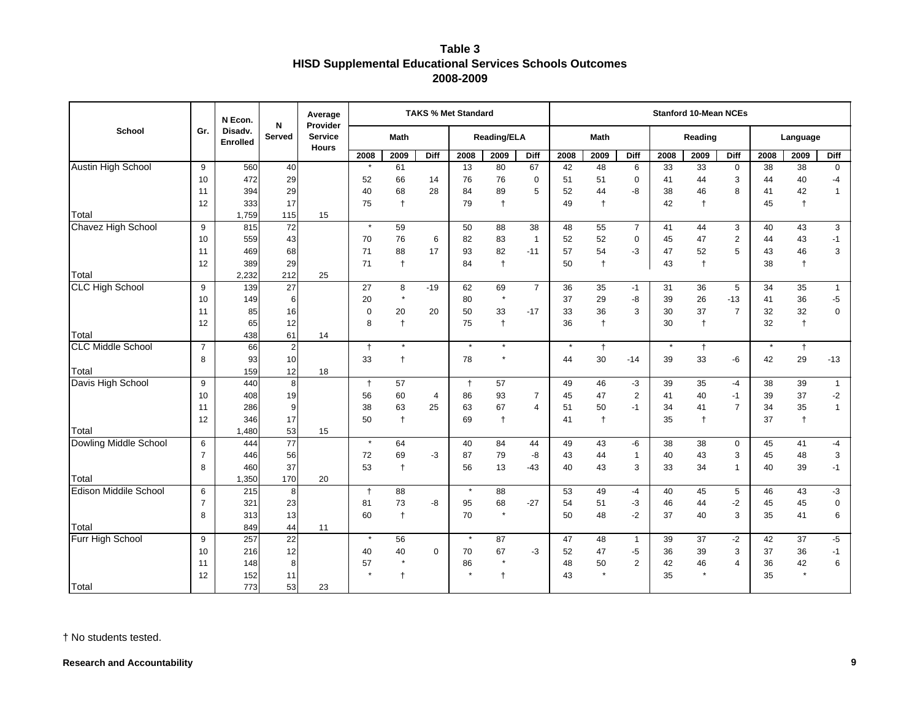# Table 3
## HISD Supplemental Educational Services Schools Outcomes
## 2008-2009

| School | Gr. | N Econ. Disadv. Enrolled | N Served | Average Provider Service Hours | TAKS % Met Standard | | | | | | Stanford 10-Mean NCEs | | | | | | | | |
|---|---|---|---|---|---|---|---|---|---|---|---|---|---|---|---|---|---|---|---|
| | | | | | Math | | | Reading/ELA | | | Math | | | Reading | | | Language | | |
| | | | | | 2008 | 2009 | Diff | 2008 | 2009 | Diff | 2008 | 2009 | Diff | 2008 | 2009 | Diff | 2008 | 2009 | Diff |
| Austin High School | 9 | 560 | 40 | | * | 61 | | 13 | 80 | 67 | 42 | 48 | 6 | 33 | 33 | 0 | 38 | 38 | 0 |
| | 10 | 472 | 29 | | 52 | 66 | 14 | 76 | 76 | 0 | 51 | 51 | 0 | 41 | 44 | 3 | 44 | 40 | -4 |
| | 11 | 394 | 29 | | 40 | 68 | 28 | 84 | 89 | 5 | 52 | 44 | -8 | 38 | 46 | 8 | 41 | 42 | 1 |
| | 12 | 333 | 17 | | 75 | † | | 79 | † | | 49 | † | | 42 | † | | 45 | † | |
| Total | | 1,759 | 115 | 15 | | | | | | | | | | | | | | | |
| Chavez High School | 9 | 815 | 72 | | * | 59 | | 50 | 88 | 38 | 48 | 55 | 7 | 41 | 44 | 3 | 40 | 43 | 3 |
| | 10 | 559 | 43 | | 70 | 76 | 6 | 82 | 83 | 1 | 52 | 52 | 0 | 45 | 47 | 2 | 44 | 43 | -1 |
| | 11 | 469 | 68 | | 71 | 88 | 17 | 93 | 82 | -11 | 57 | 54 | -3 | 47 | 52 | 5 | 43 | 46 | 3 |
| | 12 | 389 | 29 | | 71 | † | | 84 | † | | 50 | † | | 43 | † | | 38 | † | |
| Total | | 2,232 | 212 | 25 | | | | | | | | | | | | | | | |
| CLC High School | 9 | 139 | 27 | | 27 | 8 | -19 | 62 | 69 | 7 | 36 | 35 | -1 | 31 | 36 | 5 | 34 | 35 | 1 |
| | 10 | 149 | 6 | | 20 | * | | 80 | * | | 37 | 29 | -8 | 39 | 26 | -13 | 41 | 36 | -5 |
| | 11 | 85 | 16 | | 0 | 20 | 20 | 50 | 33 | -17 | 33 | 36 | 3 | 30 | 37 | 7 | 32 | 32 | 0 |
| | 12 | 65 | 12 | | 8 | † | | 75 | † | | 36 | † | | 30 | † | | 32 | † | |
| Total | | 438 | 61 | 14 | | | | | | | | | | | | | | | |
| CLC Middle School | 7 | 66 | 2 | | † | * | | * | * | | * | † | | * | † | | * | † | |
| | 8 | 93 | 10 | | 33 | † | | 78 | * | | 44 | 30 | -14 | 39 | 33 | -6 | 42 | 29 | -13 |
| Total | | 159 | 12 | 18 | | | | | | | | | | | | | | | |
| Davis High School | 9 | 440 | 8 | | † | 57 | | † | 57 | | 49 | 46 | -3 | 39 | 35 | -4 | 38 | 39 | 1 |
| | 10 | 408 | 19 | | 56 | 60 | 4 | 86 | 93 | 7 | 45 | 47 | 2 | 41 | 40 | -1 | 39 | 37 | -2 |
| | 11 | 286 | 9 | | 38 | 63 | 25 | 63 | 67 | 4 | 51 | 50 | -1 | 34 | 41 | 7 | 34 | 35 | 1 |
| | 12 | 346 | 17 | | 50 | † | | 69 | † | | 41 | † | | 35 | † | | 37 | † | |
| Total | | 1,480 | 53 | 15 | | | | | | | | | | | | | | | |
| Dowling Middle School | 6 | 444 | 77 | | * | 64 | | 40 | 84 | 44 | 49 | 43 | -6 | 38 | 38 | 0 | 45 | 41 | -4 |
| | 7 | 446 | 56 | | 72 | 69 | -3 | 87 | 79 | -8 | 43 | 44 | 1 | 40 | 43 | 3 | 45 | 48 | 3 |
| | 8 | 460 | 37 | | 53 | † | | 56 | 13 | -43 | 40 | 43 | 3 | 33 | 34 | 1 | 40 | 39 | -1 |
| Total | | 1,350 | 170 | 20 | | | | | | | | | | | | | | | |
| Edison Middle School | 6 | 215 | 8 | | † | 88 | | * | 88 | | 53 | 49 | -4 | 40 | 45 | 5 | 46 | 43 | -3 |
| | 7 | 321 | 23 | | 81 | 73 | -8 | 95 | 68 | -27 | 54 | 51 | -3 | 46 | 44 | -2 | 45 | 45 | 0 |
| | 8 | 313 | 13 | | 60 | † | | 70 | * | | 50 | 48 | -2 | 37 | 40 | 3 | 35 | 41 | 6 |
| Total | | 849 | 44 | 11 | | | | | | | | | | | | | | | |
| Furr High School | 9 | 257 | 22 | | * | 56 | | * | 87 | | 47 | 48 | 1 | 39 | 37 | -2 | 42 | 37 | -5 |
| | 10 | 216 | 12 | | 40 | 40 | 0 | 70 | 67 | -3 | 52 | 47 | -5 | 36 | 39 | 3 | 37 | 36 | -1 |
| | 11 | 148 | 8 | | 57 | * | | 86 | * | | 48 | 50 | 2 | 42 | 46 | 4 | 36 | 42 | 6 |
| | 12 | 152 | 11 | | * | † | | * | † | | 43 | * | | 35 | * | | 35 | * | |
| Total | | 773 | 53 | 23 | | | | | | | | | | | | | | | |

† No students tested.

**Research and Accountability**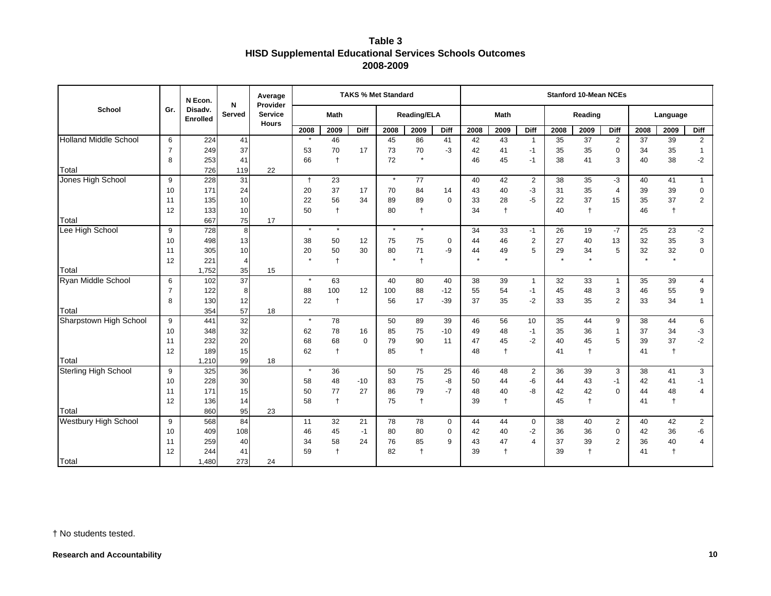# Table 3
## HISD Supplemental Educational Services Schools Outcomes
### 2008-2009

| School | Gr. | N Econ. Disadv. Enrolled | N Served | Average Provider Service Hours | TAKS % Met Standard | | | | | | Stanford 10-Mean NCEs | | | | | | | | |
|---|---|---|---|---|---|---|---|---|---|---|---|---|---|---|---|---|---|---|---|
| | | | | | Math | | | Reading/ELA | | | Math | | | Reading | | | Language | | |
| | | | | | 2008 | 2009 | Diff | 2008 | 2009 | Diff | 2008 | 2009 | Diff | 2008 | 2009 | Diff | 2008 | 2009 | Diff |
| Holland Middle School | 6 | 224 | 41 | | * | 46 | | 45 | 86 | 41 | 42 | 43 | 1 | 35 | 37 | 2 | 37 | 39 | 2 |
| | 7 | 249 | 37 | | 53 | 70 | 17 | 73 | 70 | -3 | 42 | 41 | -1 | 35 | 35 | 0 | 34 | 35 | 1 |
| | 8 | 253 | 41 | | 66 | † | | 72 | * | | 46 | 45 | -1 | 38 | 41 | 3 | 40 | 38 | -2 |
| Total | | 726 | 119 | 22 | | | | | | | | | | | | | | | |
| Jones High School | 9 | 228 | 31 | | † | 23 | | * | 77 | | 40 | 42 | 2 | 38 | 35 | -3 | 40 | 41 | 1 |
| | 10 | 171 | 24 | | 20 | 37 | 17 | 70 | 84 | 14 | 43 | 40 | -3 | 31 | 35 | 4 | 39 | 39 | 0 |
| | 11 | 135 | 10 | | 22 | 56 | 34 | 89 | 89 | 0 | 33 | 28 | -5 | 22 | 37 | 15 | 35 | 37 | 2 |
| | 12 | 133 | 10 | | 50 | † | | 80 | † | | 34 | † | | 40 | † | | 46 | † | |
| Total | | 667 | 75 | 17 | | | | | | | | | | | | | | | |
| Lee High School | 9 | 728 | 8 | | * | * | | * | * | | 34 | 33 | -1 | 26 | 19 | -7 | 25 | 23 | -2 |
| | 10 | 498 | 13 | | 38 | 50 | 12 | 75 | 75 | 0 | 44 | 46 | 2 | 27 | 40 | 13 | 32 | 35 | 3 |
| | 11 | 305 | 10 | | 20 | 50 | 30 | 80 | 71 | -9 | 44 | 49 | 5 | 29 | 34 | 5 | 32 | 32 | 0 |
| | 12 | 221 | 4 | | * | † | | * | † | | * | * | | * | * | | * | * | |
| Total | | 1,752 | 35 | 15 | | | | | | | | | | | | | | | |
| Ryan Middle School | 6 | 102 | 37 | | * | 63 | | 40 | 80 | 40 | 38 | 39 | 1 | 32 | 33 | 1 | 35 | 39 | 4 |
| | 7 | 122 | 8 | | 88 | 100 | 12 | 100 | 88 | -12 | 55 | 54 | -1 | 45 | 48 | 3 | 46 | 55 | 9 |
| | 8 | 130 | 12 | | 22 | † | | 56 | 17 | -39 | 37 | 35 | -2 | 33 | 35 | 2 | 33 | 34 | 1 |
| Total | | 354 | 57 | 18 | | | | | | | | | | | | | | | |
| Sharpstown High School | 9 | 441 | 32 | | * | 78 | | 50 | 89 | 39 | 46 | 56 | 10 | 35 | 44 | 9 | 38 | 44 | 6 |
| | 10 | 348 | 32 | | 62 | 78 | 16 | 85 | 75 | -10 | 49 | 48 | -1 | 35 | 36 | 1 | 37 | 34 | -3 |
| | 11 | 232 | 20 | | 68 | 68 | 0 | 79 | 90 | 11 | 47 | 45 | -2 | 40 | 45 | 5 | 39 | 37 | -2 |
| | 12 | 189 | 15 | | 62 | † | | 85 | † | | 48 | † | | 41 | † | | 41 | † | |
| Total | | 1,210 | 99 | 18 | | | | | | | | | | | | | | | |
| Sterling High School | 9 | 325 | 36 | | * | 36 | | 50 | 75 | 25 | 46 | 48 | 2 | 36 | 39 | 3 | 38 | 41 | 3 |
| | 10 | 228 | 30 | | 58 | 48 | -10 | 83 | 75 | -8 | 50 | 44 | -6 | 44 | 43 | -1 | 42 | 41 | -1 |
| | 11 | 171 | 15 | | 50 | 77 | 27 | 86 | 79 | -7 | 48 | 40 | -8 | 42 | 42 | 0 | 44 | 48 | 4 |
| | 12 | 136 | 14 | | 58 | † | | 75 | † | | 39 | † | | 45 | † | | 41 | † | |
| Total | | 860 | 95 | 23 | | | | | | | | | | | | | | | |
| Westbury High School | 9 | 568 | 84 | | 11 | 32 | 21 | 78 | 78 | 0 | 44 | 44 | 0 | 38 | 40 | 2 | 40 | 42 | 2 |
| | 10 | 409 | 108 | | 46 | 45 | -1 | 80 | 80 | 0 | 42 | 40 | -2 | 36 | 36 | 0 | 42 | 36 | -6 |
| | 11 | 259 | 40 | | 34 | 58 | 24 | 76 | 85 | 9 | 43 | 47 | 4 | 37 | 39 | 2 | 36 | 40 | 4 |
| | 12 | 244 | 41 | | 59 | † | | 82 | † | | 39 | † | | 39 | † | | 41 | † | |
| Total | | 1,480 | 273 | 24 | | | | | | | | | | | | | | | |

† No students tested.

**Research and Accountability**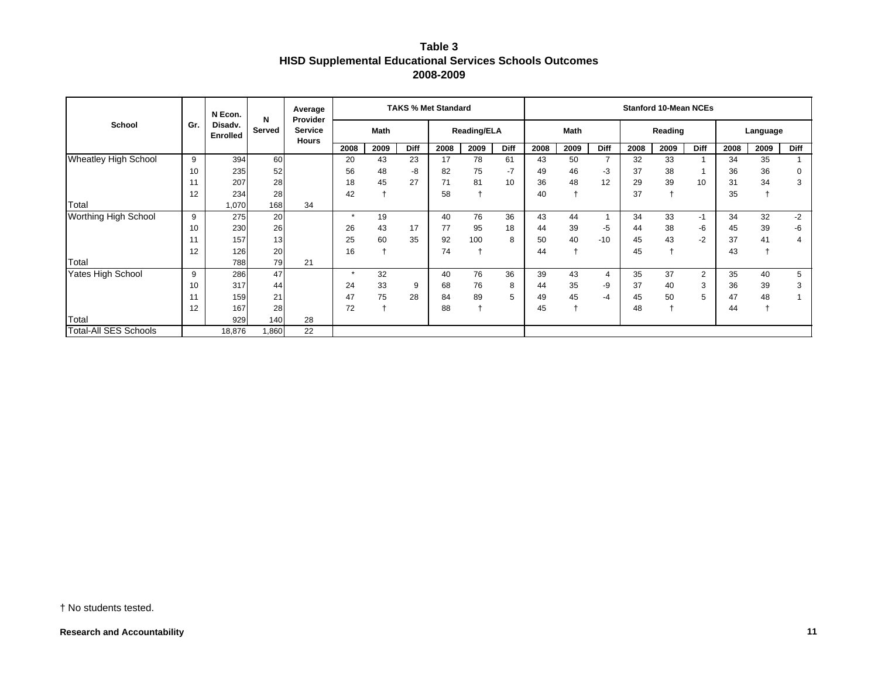**Table 3**
**HISD Supplemental Educational Services Schools Outcomes**
**2008-2009**

| School | Gr. | N Econ. Disadv. Enrolled | N Served | Average Provider Service Hours | TAKS % Met Standard | | | | | | Stanford 10-Mean NCEs | | | | | | | | |
|---|---|---|---|---|---|---|---|---|---|---|---|---|---|---|---|---|---|---|---|
| | | | | | Math | | | Reading/ELA | | | Math | | | Reading | | | Language | | |
| | | | | | 2008 | 2009 | Diff | 2008 | 2009 | Diff | 2008 | 2009 | Diff | 2008 | 2009 | Diff | 2008 | 2009 | Diff |
| Wheatley High School | 9 | 394 | 60 | | 20 | 43 | 23 | 17 | 78 | 61 | 43 | 50 | 7 | 32 | 33 | 1 | 34 | 35 | 1 |
| | 10 | 235 | 52 | | 56 | 48 | -8 | 82 | 75 | -7 | 49 | 46 | -3 | 37 | 38 | 1 | 36 | 36 | 0 |
| | 11 | 207 | 28 | | 18 | 45 | 27 | 71 | 81 | 10 | 36 | 48 | 12 | 29 | 39 | 10 | 31 | 34 | 3 |
| | 12 | 234 | 28 | | 42 | † | | 58 | † | | 40 | † | | 37 | † | | 35 | † | |
| Total | | 1,070 | 168 | 34 | | | | | | | | | | | | | | | |
| Worthing High School | 9 | 275 | 20 | | * | 19 | | 40 | 76 | 36 | 43 | 44 | 1 | 34 | 33 | -1 | 34 | 32 | -2 |
| | 10 | 230 | 26 | | 26 | 43 | 17 | 77 | 95 | 18 | 44 | 39 | -5 | 44 | 38 | -6 | 45 | 39 | -6 |
| | 11 | 157 | 13 | | 25 | 60 | 35 | 92 | 100 | 8 | 50 | 40 | -10 | 45 | 43 | -2 | 37 | 41 | 4 |
| | 12 | 126 | 20 | | 16 | † | | 74 | † | | 44 | † | | 45 | † | | 43 | † | |
| Total | | 788 | 79 | 21 | | | | | | | | | | | | | | | |
| Yates High School | 9 | 286 | 47 | | * | 32 | | 40 | 76 | 36 | 39 | 43 | 4 | 35 | 37 | 2 | 35 | 40 | 5 |
| | 10 | 317 | 44 | | 24 | 33 | 9 | 68 | 76 | 8 | 44 | 35 | -9 | 37 | 40 | 3 | 36 | 39 | 3 |
| | 11 | 159 | 21 | | 47 | 75 | 28 | 84 | 89 | 5 | 49 | 45 | -4 | 45 | 50 | 5 | 47 | 48 | 1 |
| | 12 | 167 | 28 | | 72 | † | | 88 | † | | 45 | † | | 48 | † | | 44 | † | |
| Total | | 929 | 140 | 28 | | | | | | | | | | | | | | | |
| Total-All SES Schools | | 18,876 | 1,860 | 22 | | | | | | | | | | | | | | | |

† No students tested.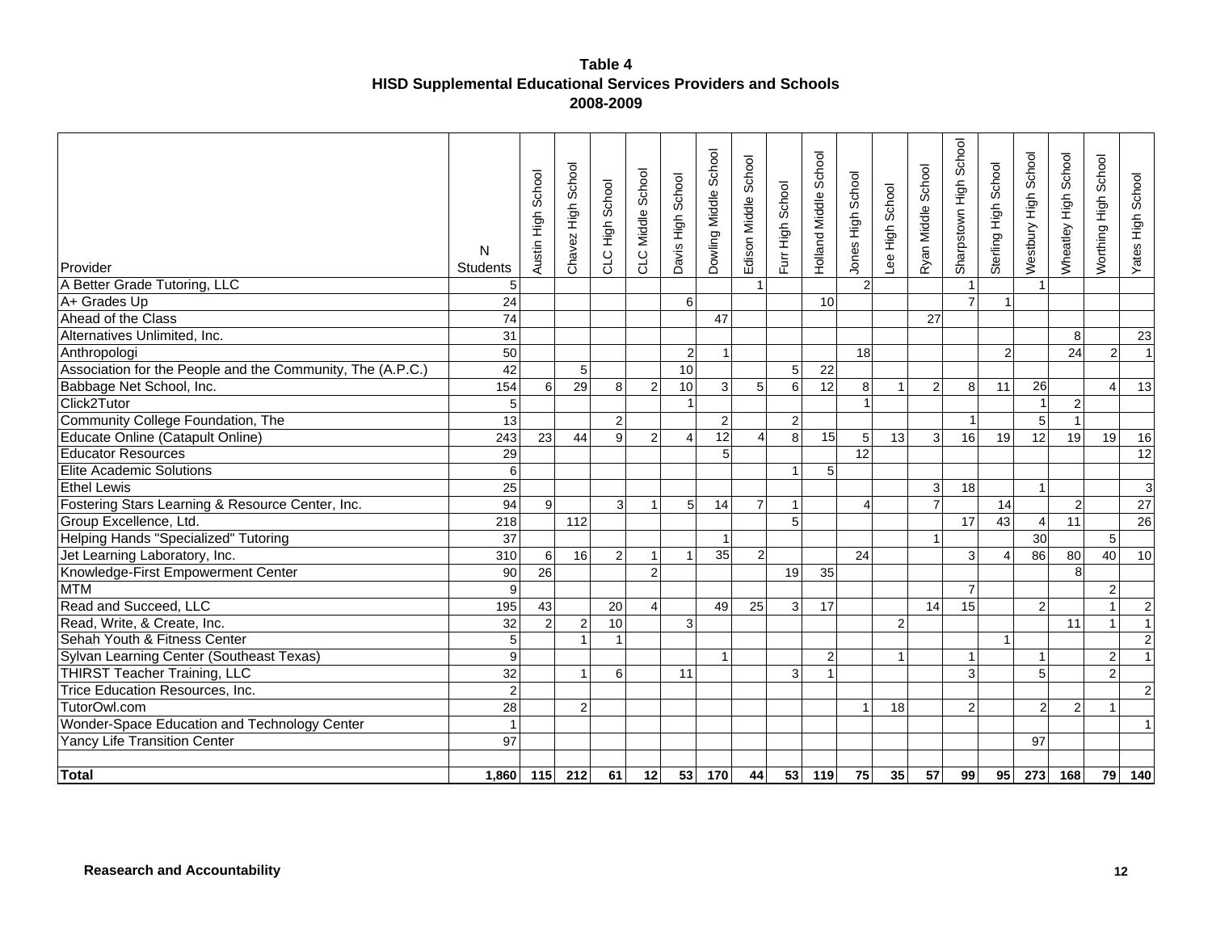**Table 4**
**HISD Supplemental Educational Services Providers and Schools**
**2008-2009**

| Provider | N Students | Austin High School | Chavez High School | CLC High School | CLC Middle School | Davis High School | Dowling Middle School | Edison Middle School | Furr High School | Holland Middle School | Jones High School | Lee High School | Ryan Middle School | Sharpstown High School | Sterling High School | Westbury High School | Wheatley High School | Worthing High School | Yates High School |
|---|---|---|---|---|---|---|---|---|---|---|---|---|---|---|---|---|---|---|---|
| A Better Grade Tutoring, LLC | 5 | | | | | | | 1 | | | 2 | | | 1 | | 1 | | | |
| A+ Grades Up | 24 | | | | | 6 | | | | 10 | | | | 7 | 1 | | | | |
| Ahead of the Class | 74 | | | | | | 47 | | | | | | 27 | | | | | | |
| Alternatives Unlimited, Inc. | 31 | | | | | | | | | | | | | | | | 8 | | 23 |
| Anthropologi | 50 | | | | | 2 | 1 | | | | 18 | | | | 2 | | 24 | 2 | 1 |
| Association for the People and the Community, The (A.P.C.) | 42 | | 5 | | | 10 | | | 5 | 22 | | | | | | | | | |
| Babbage Net School, Inc. | 154 | 6 | 29 | 8 | 2 | 10 | 3 | 5 | 6 | 12 | 8 | 1 | 2 | 8 | 11 | 26 | | 4 | 13 |
| Click2Tutor | 5 | | | | | 1 | | | | | 1 | | | | | 1 | 2 | | |
| Community College Foundation, The | 13 | | | 2 | | | 2 | | 2 | | | | | 1 | | 5 | 1 | | |
| Educate Online (Catapult Online) | 243 | 23 | 44 | 9 | 2 | 4 | 12 | 4 | 8 | 15 | 5 | 13 | 3 | 16 | 19 | 12 | 19 | 19 | 16 |
| Educator Resources | 29 | | | | | | 5 | | | | 12 | | | | | | | | 12 |
| Elite Academic Solutions | 6 | | | | | | | | 1 | 5 | | | | | | | | | |
| Ethel Lewis | 25 | | | | | | | | | | | | 3 | 18 | | 1 | | | 3 |
| Fostering Stars Learning & Resource Center, Inc. | 94 | 9 | | 3 | 1 | 5 | 14 | 7 | 1 | | 4 | | 7 | | 14 | | 2 | | 27 |
| Group Excellence, Ltd. | 218 | | 112 | | | | | | 5 | | | | | 17 | 43 | 4 | 11 | | 26 |
| Helping Hands "Specialized" Tutoring | 37 | | | | | | 1 | | | | | | 1 | | | 30 | | 5 | |
| Jet Learning Laboratory, Inc. | 310 | 6 | 16 | 2 | 1 | 1 | 35 | 2 | | | 24 | | | 3 | 4 | 86 | 80 | 40 | 10 |
| Knowledge-First Empowerment Center | 90 | 26 | | | 2 | | | | 19 | 35 | | | | | | | 8 | | |
| MTM | 9 | | | | | | | | | | | | | 7 | | | | 2 | |
| Read and Succeed, LLC | 195 | 43 | | 20 | 4 | | 49 | 25 | 3 | 17 | | | 14 | 15 | | 2 | | 1 | 2 |
| Read, Write, & Create, Inc. | 32 | 2 | 2 | 10 | | 3 | | | | | | 2 | | | | | 11 | 1 | 1 |
| Sehah Youth & Fitness Center | 5 | | 1 | 1 | | | | | | | | | | | 1 | | | | 2 |
| Sylvan Learning Center (Southeast Texas) | 9 | | | | | | 1 | | | 2 | | 1 | | 1 | | 1 | | 2 | 1 |
| THIRST Teacher Training, LLC | 32 | | 1 | 6 | | 11 | | | 3 | 1 | | | | 3 | | 5 | | 2 | |
| Trice Education Resources, Inc. | 2 | | | | | | | | | | | | | | | | | | 2 |
| TutorOwl.com | 28 | | 2 | | | | | | | | 1 | 18 | | 2 | | 2 | 2 | 1 | |
| Wonder-Space Education and Technology Center | 1 | | | | | | | | | | | | | | | | | | 1 |
| Yancy Life Transition Center | 97 | | | | | | | | | | | | | | | 97 | | | |
| **Total** | **1,860** | **115** | **212** | **61** | **12** | **53** | **170** | **44** | **53** | **119** | **75** | **35** | **57** | **99** | **95** | **273** | **168** | **79** | **140** |

**Reasearch and Accountability**